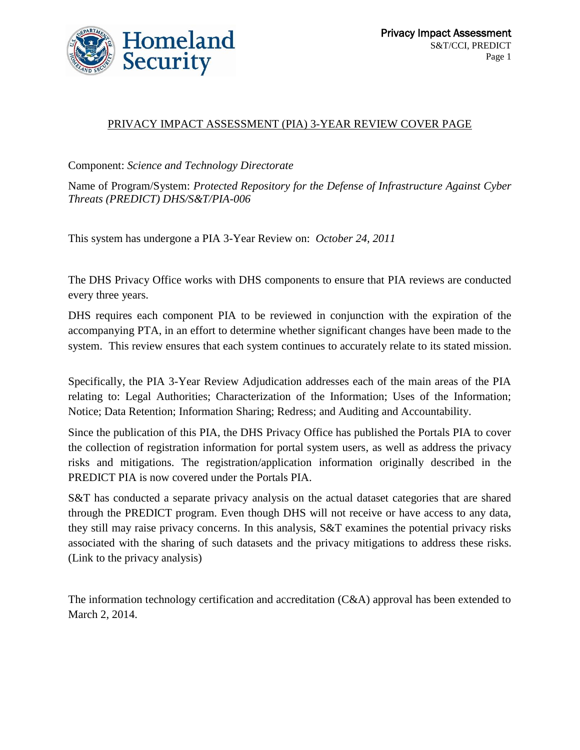## PRIVACY IMPACT ASSESSMENT (PIA) 3-YEAR REVIEW COVER PAGE

Component: *Science and Technology Directorate*

Name of Program/System: *Protected Repository for the Defense of Infrastructure Against Cyber Threats (PREDICT) DHS/S&T/PIA-006*

This system has undergone a PIA 3-Year Review on: *October 24, 2011*

The DHS Privacy Office works with DHS components to ensure that PIA reviews are conducted every three years.

DHS requires each component PIA to be reviewed in conjunction with the expiration of the accompanying PTA, in an effort to determine whether significant changes have been made to the system. This review ensures that each system continues to accurately relate to its stated mission.

Specifically, the PIA 3-Year Review Adjudication addresses each of the main areas of the PIA relating to: Legal Authorities; Characterization of the Information; Uses of the Information; Notice; Data Retention; Information Sharing; Redress; and Auditing and Accountability.

Since the publication of this PIA, the DHS Privacy Office has published the Portals PIA to cover the collection of registration information for portal system users, as well as address the privacy risks and mitigations. The registration/application information originally described in the PREDICT PIA is now covered under the Portals PIA.

S&T has conducted a separate privacy analysis on the actual dataset categories that are shared through the PREDICT program. Even though DHS will not receive or have access to any data, they still may raise privacy concerns. In this analysis, S&T examines the potential privacy risks associated with the sharing of such datasets and the privacy mitigations to address these risks. (Link to the privacy analysis)

The information technology certification and accreditation (C&A) approval has been extended to March 2, 2014.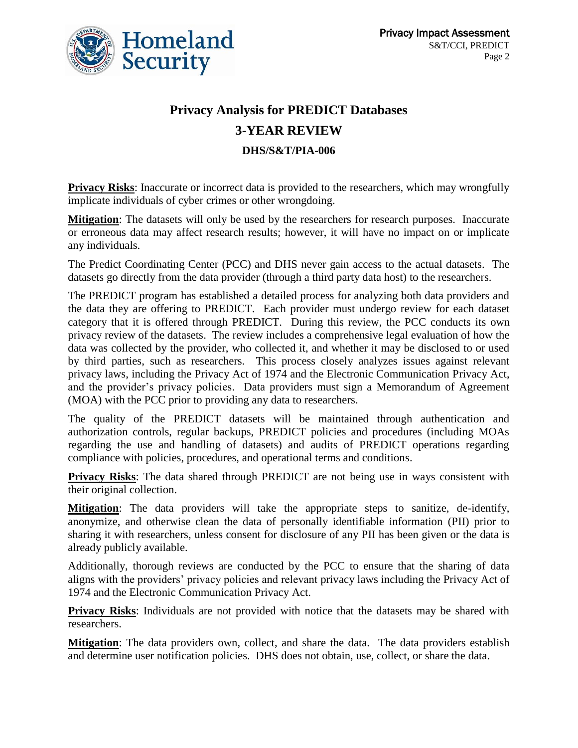# Privacy Analysis for PREDICT Databases

## 3-YEAR REVIEW

### DHS/S&T/PIA-006

**Privacy Risks**: Inaccurate or incorrect data is provided to the researchers, which may wrongfully implicate individuals of cyber crimes or other wrongdoing.

**Mitigation**: The datasets will only be used by the researchers for research purposes. Inaccurate or erroneous data may affect research results; however, it will have no impact on or implicate any individuals.

The Predict Coordinating Center (PCC) and DHS never gain access to the actual datasets. The datasets go directly from the data provider (through a third party data host) to the researchers.

The PREDICT program has established a detailed process for analyzing both data providers and the data they are offering to PREDICT. Each provider must undergo review for each dataset category that it is offered through PREDICT. During this review, the PCC conducts its own privacy review of the datasets. The review includes a comprehensive legal evaluation of how the data was collected by the provider, who collected it, and whether it may be disclosed to or used by third parties, such as researchers. This process closely analyzes issues against relevant privacy laws, including the Privacy Act of 1974 and the Electronic Communication Privacy Act, and the provider's privacy policies. Data providers must sign a Memorandum of Agreement (MOA) with the PCC prior to providing any data to researchers.

The quality of the PREDICT datasets will be maintained through authentication and authorization controls, regular backups, PREDICT policies and procedures (including MOAs regarding the use and handling of datasets) and audits of PREDICT operations regarding compliance with policies, procedures, and operational terms and conditions.

**Privacy Risks**: The data shared through PREDICT are not being use in ways consistent with their original collection.

**Mitigation**: The data providers will take the appropriate steps to sanitize, de-identify, anonymize, and otherwise clean the data of personally identifiable information (PII) prior to sharing it with researchers, unless consent for disclosure of any PII has been given or the data is already publicly available.

Additionally, thorough reviews are conducted by the PCC to ensure that the sharing of data aligns with the providers' privacy policies and relevant privacy laws including the Privacy Act of 1974 and the Electronic Communication Privacy Act.

**Privacy Risks**: Individuals are not provided with notice that the datasets may be shared with researchers.

**Mitigation**: The data providers own, collect, and share the data. The data providers establish and determine user notification policies. DHS does not obtain, use, collect, or share the data.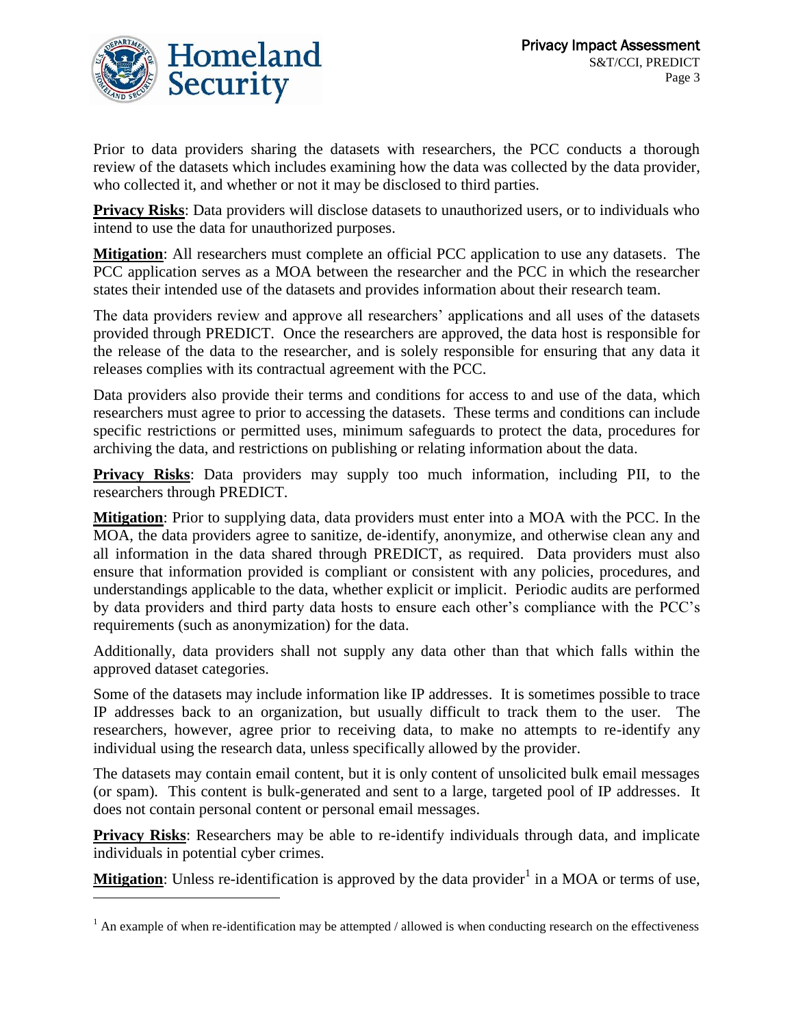Prior to data providers sharing the datasets with researchers, the PCC conducts a thorough review of the datasets which includes examining how the data was collected by the data provider, who collected it, and whether or not it may be disclosed to third parties.

**Privacy Risks**: Data providers will disclose datasets to unauthorized users, or to individuals who intend to use the data for unauthorized purposes.

**Mitigation**: All researchers must complete an official PCC application to use any datasets. The PCC application serves as a MOA between the researcher and the PCC in which the researcher states their intended use of the datasets and provides information about their research team.

The data providers review and approve all researchers' applications and all uses of the datasets provided through PREDICT. Once the researchers are approved, the data host is responsible for the release of the data to the researcher, and is solely responsible for ensuring that any data it releases complies with its contractual agreement with the PCC.

Data providers also provide their terms and conditions for access to and use of the data, which researchers must agree to prior to accessing the datasets. These terms and conditions can include specific restrictions or permitted uses, minimum safeguards to protect the data, procedures for archiving the data, and restrictions on publishing or relating information about the data.

**Privacy Risks**: Data providers may supply too much information, including PII, to the researchers through PREDICT.

**Mitigation**: Prior to supplying data, data providers must enter into a MOA with the PCC. In the MOA, the data providers agree to sanitize, de-identify, anonymize, and otherwise clean any and all information in the data shared through PREDICT, as required. Data providers must also ensure that information provided is compliant or consistent with any policies, procedures, and understandings applicable to the data, whether explicit or implicit. Periodic audits are performed by data providers and third party data hosts to ensure each other's compliance with the PCC's requirements (such as anonymization) for the data.

Additionally, data providers shall not supply any data other than that which falls within the approved dataset categories.

Some of the datasets may include information like IP addresses. It is sometimes possible to trace IP addresses back to an organization, but usually difficult to track them to the user. The researchers, however, agree prior to receiving data, to make no attempts to re-identify any individual using the research data, unless specifically allowed by the provider.

The datasets may contain email content, but it is only content of unsolicited bulk email messages (or spam). This content is bulk-generated and sent to a large, targeted pool of IP addresses. It does not contain personal content or personal email messages.

**Privacy Risks**: Researchers may be able to re-identify individuals through data, and implicate individuals in potential cyber crimes.

**Mitigation**: Unless re-identification is approved by the data provider[1] in a MOA or terms of use,

[1] An example of when re-identification may be attempted / allowed is when conducting research on the effectiveness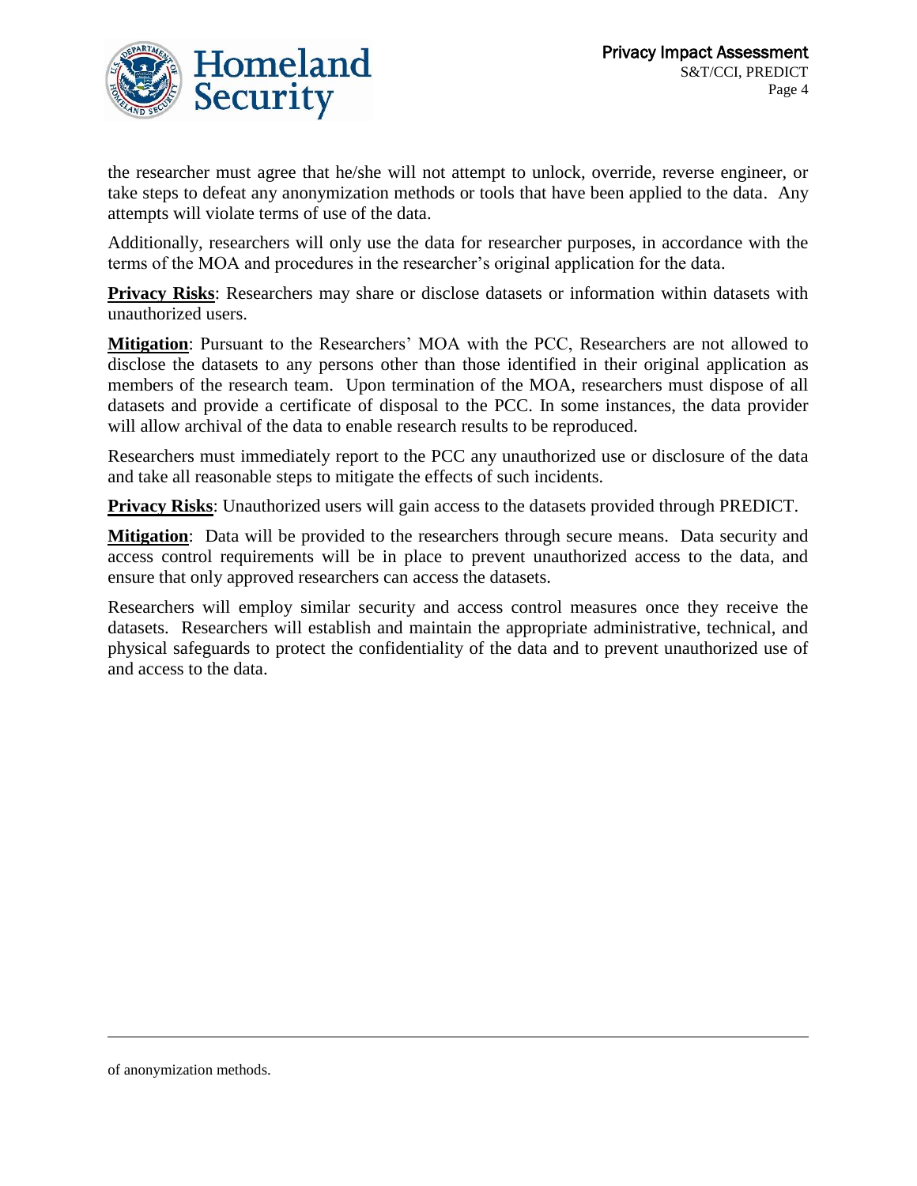the researcher must agree that he/she will not attempt to unlock, override, reverse engineer, or take steps to defeat any anonymization methods or tools that have been applied to the data. Any attempts will violate terms of use of the data.

Additionally, researchers will only use the data for researcher purposes, in accordance with the terms of the MOA and procedures in the researcher's original application for the data.

**Privacy Risks**: Researchers may share or disclose datasets or information within datasets with unauthorized users.

**Mitigation**: Pursuant to the Researchers' MOA with the PCC, Researchers are not allowed to disclose the datasets to any persons other than those identified in their original application as members of the research team. Upon termination of the MOA, researchers must dispose of all datasets and provide a certificate of disposal to the PCC. In some instances, the data provider will allow archival of the data to enable research results to be reproduced.

Researchers must immediately report to the PCC any unauthorized use or disclosure of the data and take all reasonable steps to mitigate the effects of such incidents.

**Privacy Risks**: Unauthorized users will gain access to the datasets provided through PREDICT.

**Mitigation**: Data will be provided to the researchers through secure means. Data security and access control requirements will be in place to prevent unauthorized access to the data, and ensure that only approved researchers can access the datasets.

Researchers will employ similar security and access control measures once they receive the datasets. Researchers will establish and maintain the appropriate administrative, technical, and physical safeguards to protect the confidentiality of the data and to prevent unauthorized use of and access to the data.

---

of anonymization methods.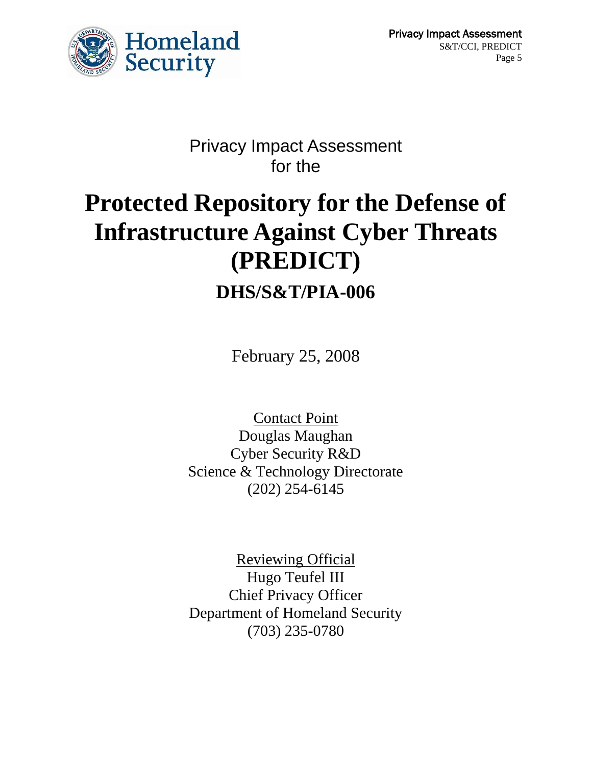Privacy Impact Assessment
for the

# Protected Repository for the Defense of Infrastructure Against Cyber Threats (PREDICT)

## DHS/S&T/PIA-006

February 25, 2008

Contact Point
Douglas Maughan
Cyber Security R&D
Science & Technology Directorate
(202) 254-6145

Reviewing Official
Hugo Teufel III
Chief Privacy Officer
Department of Homeland Security
(703) 235-0780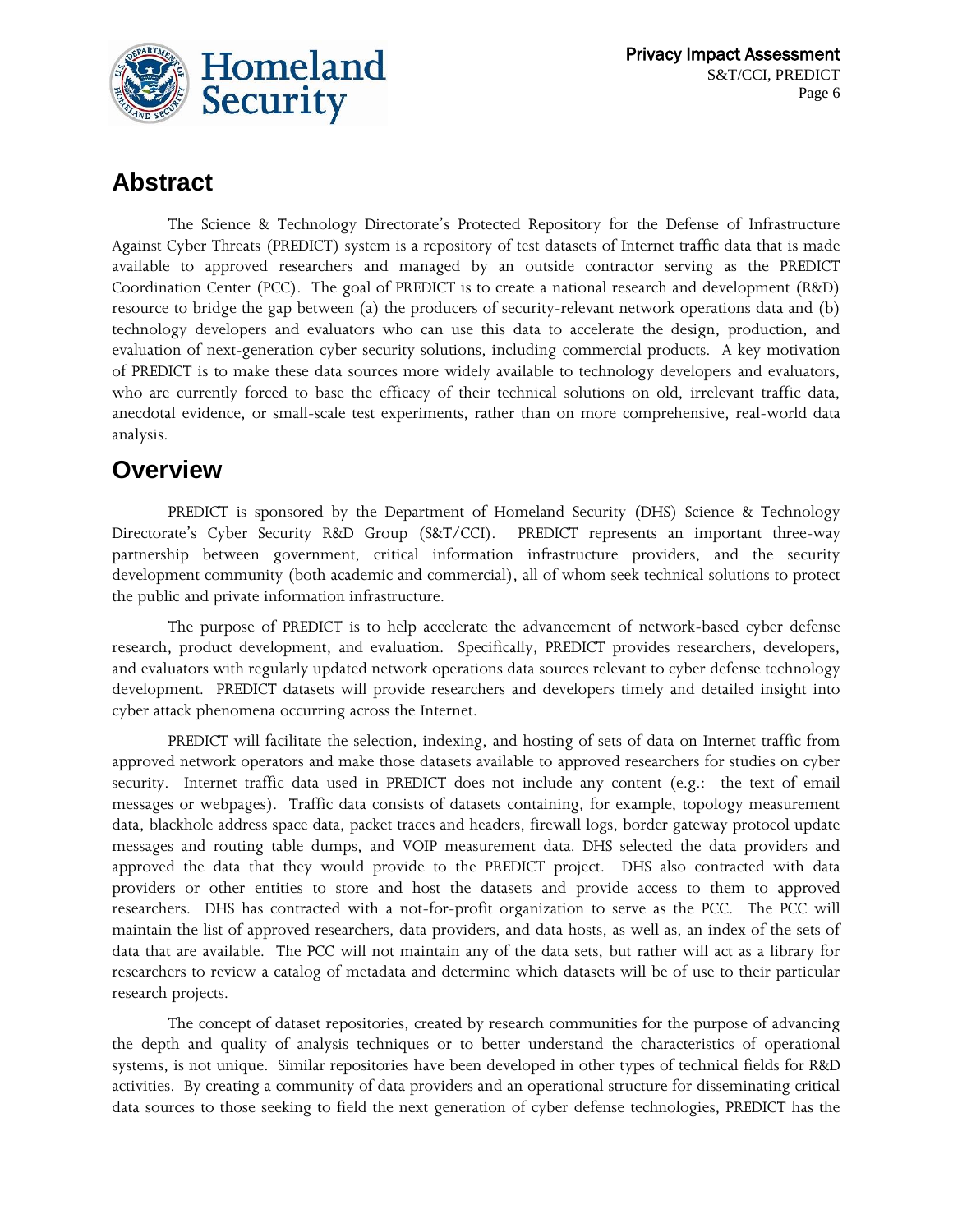## Abstract

The Science & Technology Directorate's Protected Repository for the Defense of Infrastructure Against Cyber Threats (PREDICT) system is a repository of test datasets of Internet traffic data that is made available to approved researchers and managed by an outside contractor serving as the PREDICT Coordination Center (PCC). The goal of PREDICT is to create a national research and development (R&D) resource to bridge the gap between (a) the producers of security-relevant network operations data and (b) technology developers and evaluators who can use this data to accelerate the design, production, and evaluation of next-generation cyber security solutions, including commercial products. A key motivation of PREDICT is to make these data sources more widely available to technology developers and evaluators, who are currently forced to base the efficacy of their technical solutions on old, irrelevant traffic data, anecdotal evidence, or small-scale test experiments, rather than on more comprehensive, real-world data analysis.

## Overview

PREDICT is sponsored by the Department of Homeland Security (DHS) Science & Technology Directorate's Cyber Security R&D Group (S&T/CCI). PREDICT represents an important three-way partnership between government, critical information infrastructure providers, and the security development community (both academic and commercial), all of whom seek technical solutions to protect the public and private information infrastructure.

The purpose of PREDICT is to help accelerate the advancement of network-based cyber defense research, product development, and evaluation. Specifically, PREDICT provides researchers, developers, and evaluators with regularly updated network operations data sources relevant to cyber defense technology development. PREDICT datasets will provide researchers and developers timely and detailed insight into cyber attack phenomena occurring across the Internet.

PREDICT will facilitate the selection, indexing, and hosting of sets of data on Internet traffic from approved network operators and make those datasets available to approved researchers for studies on cyber security. Internet traffic data used in PREDICT does not include any content (e.g.: the text of email messages or webpages). Traffic data consists of datasets containing, for example, topology measurement data, blackhole address space data, packet traces and headers, firewall logs, border gateway protocol update messages and routing table dumps, and VOIP measurement data. DHS selected the data providers and approved the data that they would provide to the PREDICT project. DHS also contracted with data providers or other entities to store and host the datasets and provide access to them to approved researchers. DHS has contracted with a not-for-profit organization to serve as the PCC. The PCC will maintain the list of approved researchers, data providers, and data hosts, as well as, an index of the sets of data that are available. The PCC will not maintain any of the data sets, but rather will act as a library for researchers to review a catalog of metadata and determine which datasets will be of use to their particular research projects.

The concept of dataset repositories, created by research communities for the purpose of advancing the depth and quality of analysis techniques or to better understand the characteristics of operational systems, is not unique. Similar repositories have been developed in other types of technical fields for R&D activities. By creating a community of data providers and an operational structure for disseminating critical data sources to those seeking to field the next generation of cyber defense technologies, PREDICT has the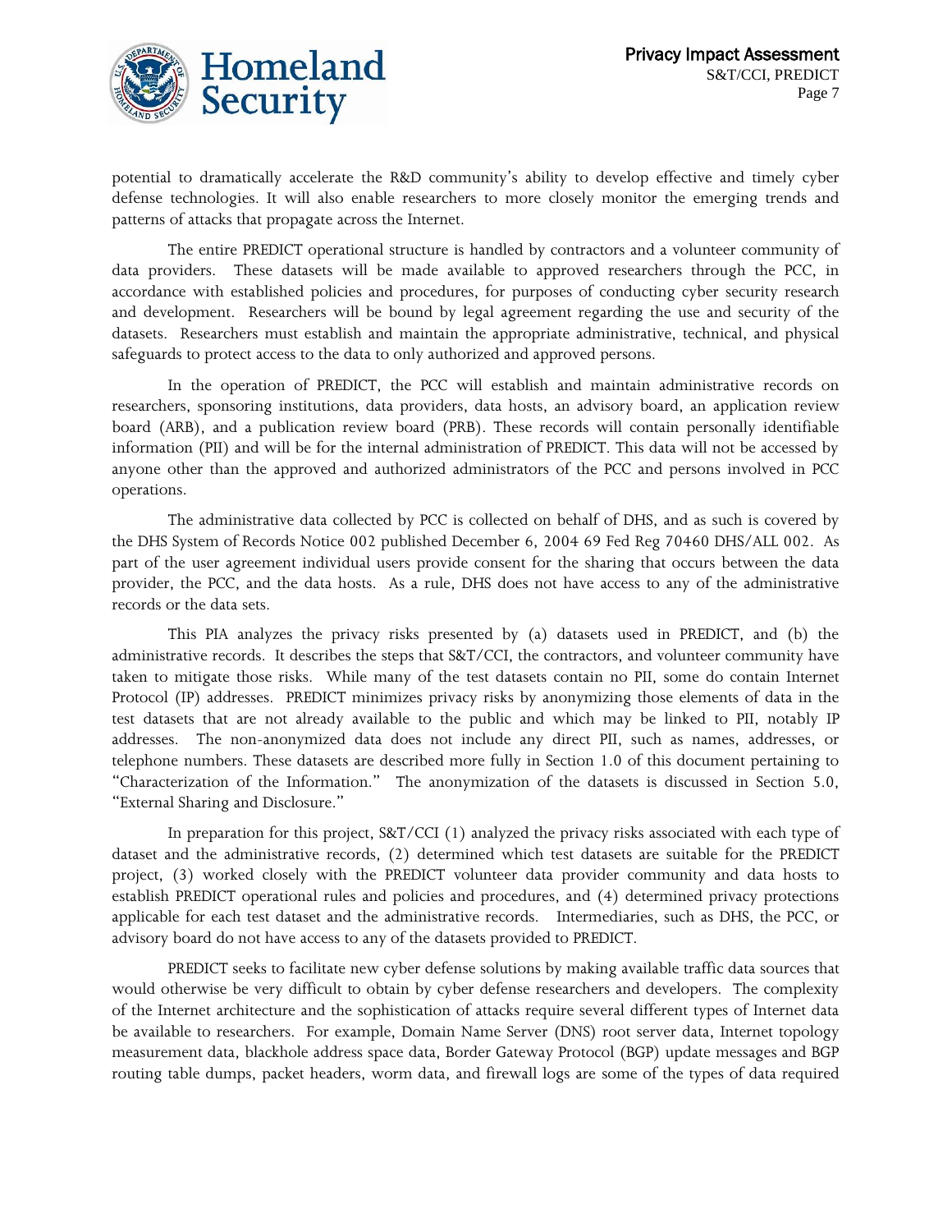potential to dramatically accelerate the R&D community's ability to develop effective and timely cyber defense technologies. It will also enable researchers to more closely monitor the emerging trends and patterns of attacks that propagate across the Internet.

The entire PREDICT operational structure is handled by contractors and a volunteer community of data providers. These datasets will be made available to approved researchers through the PCC, in accordance with established policies and procedures, for purposes of conducting cyber security research and development. Researchers will be bound by legal agreement regarding the use and security of the datasets. Researchers must establish and maintain the appropriate administrative, technical, and physical safeguards to protect access to the data to only authorized and approved persons.

In the operation of PREDICT, the PCC will establish and maintain administrative records on researchers, sponsoring institutions, data providers, data hosts, an advisory board, an application review board (ARB), and a publication review board (PRB). These records will contain personally identifiable information (PII) and will be for the internal administration of PREDICT. This data will not be accessed by anyone other than the approved and authorized administrators of the PCC and persons involved in PCC operations.

The administrative data collected by PCC is collected on behalf of DHS, and as such is covered by the DHS System of Records Notice 002 published December 6, 2004 69 Fed Reg 70460 DHS/ALL 002. As part of the user agreement individual users provide consent for the sharing that occurs between the data provider, the PCC, and the data hosts. As a rule, DHS does not have access to any of the administrative records or the data sets.

This PIA analyzes the privacy risks presented by (a) datasets used in PREDICT, and (b) the administrative records. It describes the steps that S&T/CCI, the contractors, and volunteer community have taken to mitigate those risks. While many of the test datasets contain no PII, some do contain Internet Protocol (IP) addresses. PREDICT minimizes privacy risks by anonymizing those elements of data in the test datasets that are not already available to the public and which may be linked to PII, notably IP addresses. The non-anonymized data does not include any direct PII, such as names, addresses, or telephone numbers. These datasets are described more fully in Section 1.0 of this document pertaining to "Characterization of the Information." The anonymization of the datasets is discussed in Section 5.0, "External Sharing and Disclosure."

In preparation for this project, S&T/CCI (1) analyzed the privacy risks associated with each type of dataset and the administrative records, (2) determined which test datasets are suitable for the PREDICT project, (3) worked closely with the PREDICT volunteer data provider community and data hosts to establish PREDICT operational rules and policies and procedures, and (4) determined privacy protections applicable for each test dataset and the administrative records. Intermediaries, such as DHS, the PCC, or advisory board do not have access to any of the datasets provided to PREDICT.

PREDICT seeks to facilitate new cyber defense solutions by making available traffic data sources that would otherwise be very difficult to obtain by cyber defense researchers and developers. The complexity of the Internet architecture and the sophistication of attacks require several different types of Internet data be available to researchers. For example, Domain Name Server (DNS) root server data, Internet topology measurement data, blackhole address space data, Border Gateway Protocol (BGP) update messages and BGP routing table dumps, packet headers, worm data, and firewall logs are some of the types of data required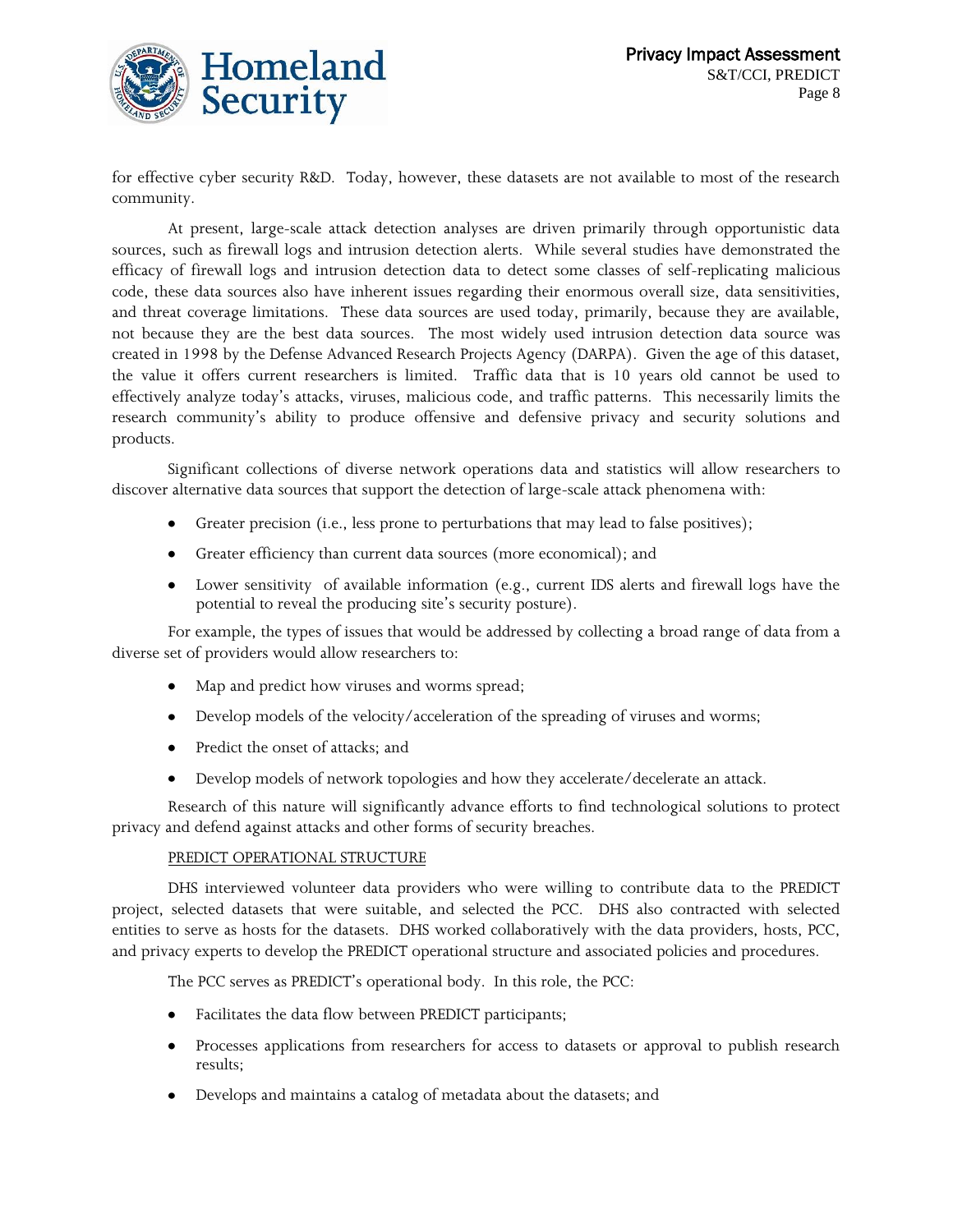for effective cyber security R&D. Today, however, these datasets are not available to most of the research community.

At present, large-scale attack detection analyses are driven primarily through opportunistic data sources, such as firewall logs and intrusion detection alerts. While several studies have demonstrated the efficacy of firewall logs and intrusion detection data to detect some classes of self-replicating malicious code, these data sources also have inherent issues regarding their enormous overall size, data sensitivities, and threat coverage limitations. These data sources are used today, primarily, because they are available, not because they are the best data sources. The most widely used intrusion detection data source was created in 1998 by the Defense Advanced Research Projects Agency (DARPA). Given the age of this dataset, the value it offers current researchers is limited. Traffic data that is 10 years old cannot be used to effectively analyze today's attacks, viruses, malicious code, and traffic patterns. This necessarily limits the research community's ability to produce offensive and defensive privacy and security solutions and products.

Significant collections of diverse network operations data and statistics will allow researchers to discover alternative data sources that support the detection of large-scale attack phenomena with:

- Greater precision (i.e., less prone to perturbations that may lead to false positives);
- Greater efficiency than current data sources (more economical); and
- Lower sensitivity of available information (e.g., current IDS alerts and firewall logs have the potential to reveal the producing site's security posture).

For example, the types of issues that would be addressed by collecting a broad range of data from a diverse set of providers would allow researchers to:

- Map and predict how viruses and worms spread;
- Develop models of the velocity/acceleration of the spreading of viruses and worms;
- Predict the onset of attacks; and
- Develop models of network topologies and how they accelerate/decelerate an attack.

Research of this nature will significantly advance efforts to find technological solutions to protect privacy and defend against attacks and other forms of security breaches.

PREDICT OPERATIONAL STRUCTURE

DHS interviewed volunteer data providers who were willing to contribute data to the PREDICT project, selected datasets that were suitable, and selected the PCC. DHS also contracted with selected entities to serve as hosts for the datasets. DHS worked collaboratively with the data providers, hosts, PCC, and privacy experts to develop the PREDICT operational structure and associated policies and procedures.

The PCC serves as PREDICT's operational body. In this role, the PCC:

- Facilitates the data flow between PREDICT participants;
- Processes applications from researchers for access to datasets or approval to publish research results;
- Develops and maintains a catalog of metadata about the datasets; and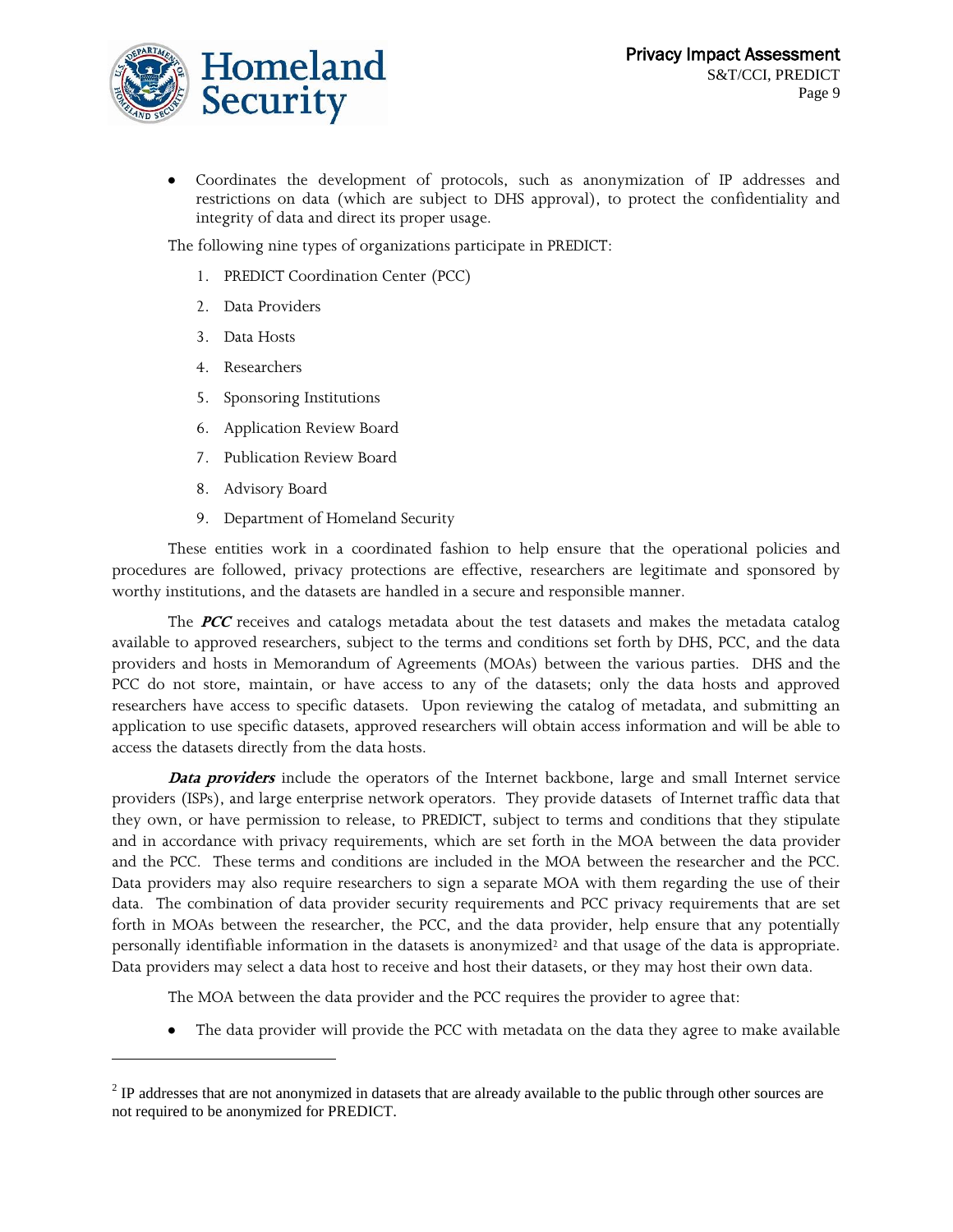- Coordinates the development of protocols, such as anonymization of IP addresses and restrictions on data (which are subject to DHS approval), to protect the confidentiality and integrity of data and direct its proper usage.

The following nine types of organizations participate in PREDICT:

1. PREDICT Coordination Center (PCC)
2. Data Providers
3. Data Hosts
4. Researchers
5. Sponsoring Institutions
6. Application Review Board
7. Publication Review Board
8. Advisory Board
9. Department of Homeland Security

These entities work in a coordinated fashion to help ensure that the operational policies and procedures are followed, privacy protections are effective, researchers are legitimate and sponsored by worthy institutions, and the datasets are handled in a secure and responsible manner.

The ***PCC*** receives and catalogs metadata about the test datasets and makes the metadata catalog available to approved researchers, subject to the terms and conditions set forth by DHS, PCC, and the data providers and hosts in Memorandum of Agreements (MOAs) between the various parties. DHS and the PCC do not store, maintain, or have access to any of the datasets; only the data hosts and approved researchers have access to specific datasets. Upon reviewing the catalog of metadata, and submitting an application to use specific datasets, approved researchers will obtain access information and will be able to access the datasets directly from the data hosts.

***Data providers*** include the operators of the Internet backbone, large and small Internet service providers (ISPs), and large enterprise network operators. They provide datasets of Internet traffic data that they own, or have permission to release, to PREDICT, subject to terms and conditions that they stipulate and in accordance with privacy requirements, which are set forth in the MOA between the data provider and the PCC. These terms and conditions are included in the MOA between the researcher and the PCC. Data providers may also require researchers to sign a separate MOA with them regarding the use of their data. The combination of data provider security requirements and PCC privacy requirements that are set forth in MOAs between the researcher, the PCC, and the data provider, help ensure that any potentially personally identifiable information in the datasets is anonymized[2] and that usage of the data is appropriate. Data providers may select a data host to receive and host their datasets, or they may host their own data.

The MOA between the data provider and the PCC requires the provider to agree that:

- The data provider will provide the PCC with metadata on the data they agree to make available

---

[2] IP addresses that are not anonymized in datasets that are already available to the public through other sources are not required to be anonymized for PREDICT.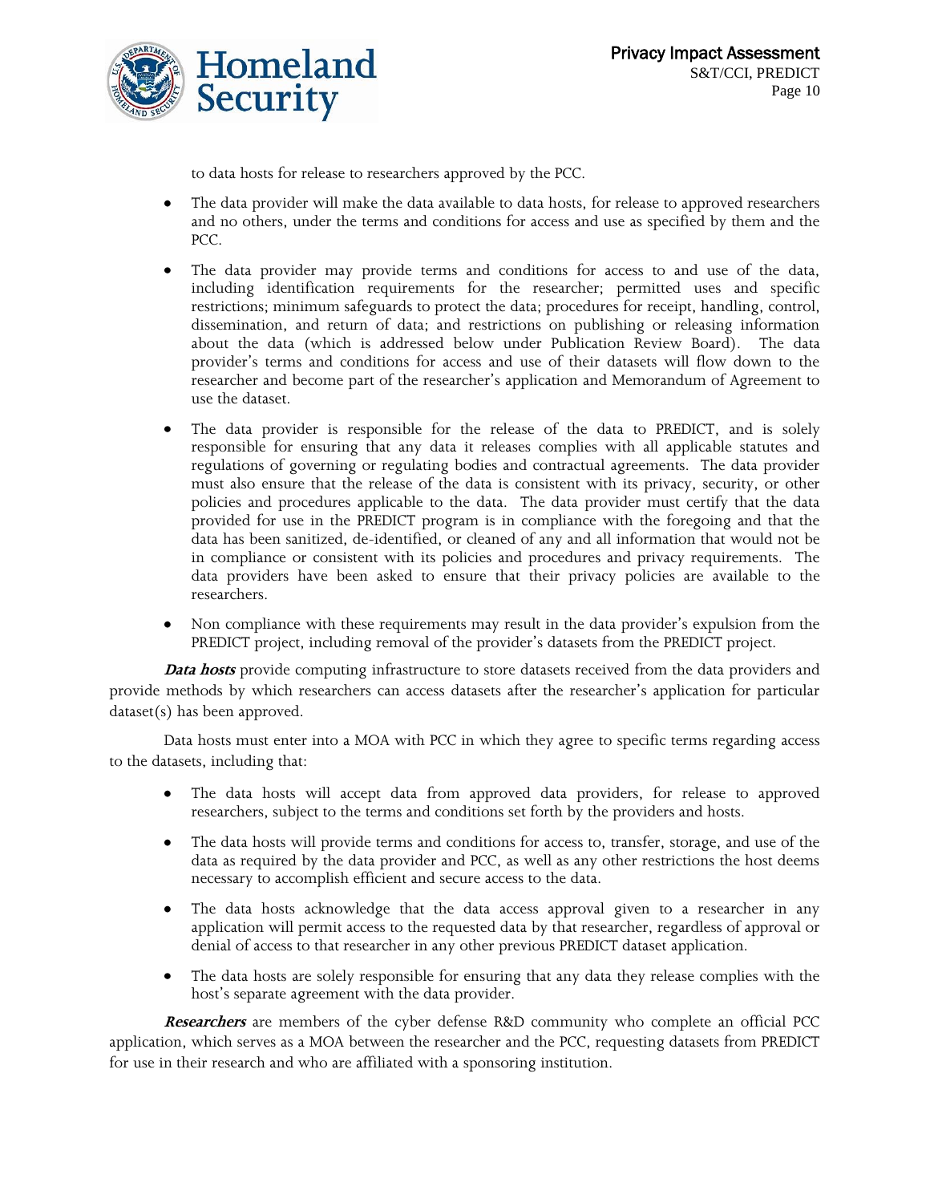to data hosts for release to researchers approved by the PCC.

- The data provider will make the data available to data hosts, for release to approved researchers and no others, under the terms and conditions for access and use as specified by them and the PCC.
- The data provider may provide terms and conditions for access to and use of the data, including identification requirements for the researcher; permitted uses and specific restrictions; minimum safeguards to protect the data; procedures for receipt, handling, control, dissemination, and return of data; and restrictions on publishing or releasing information about the data (which is addressed below under Publication Review Board). The data provider's terms and conditions for access and use of their datasets will flow down to the researcher and become part of the researcher's application and Memorandum of Agreement to use the dataset.
- The data provider is responsible for the release of the data to PREDICT, and is solely responsible for ensuring that any data it releases complies with all applicable statutes and regulations of governing or regulating bodies and contractual agreements. The data provider must also ensure that the release of the data is consistent with its privacy, security, or other policies and procedures applicable to the data. The data provider must certify that the data provided for use in the PREDICT program is in compliance with the foregoing and that the data has been sanitized, de-identified, or cleaned of any and all information that would not be in compliance or consistent with its policies and procedures and privacy requirements. The data providers have been asked to ensure that their privacy policies are available to the researchers.
- Non compliance with these requirements may result in the data provider's expulsion from the PREDICT project, including removal of the provider's datasets from the PREDICT project.

***Data hosts*** provide computing infrastructure to store datasets received from the data providers and provide methods by which researchers can access datasets after the researcher's application for particular dataset(s) has been approved.

Data hosts must enter into a MOA with PCC in which they agree to specific terms regarding access to the datasets, including that:

- The data hosts will accept data from approved data providers, for release to approved researchers, subject to the terms and conditions set forth by the providers and hosts.
- The data hosts will provide terms and conditions for access to, transfer, storage, and use of the data as required by the data provider and PCC, as well as any other restrictions the host deems necessary to accomplish efficient and secure access to the data.
- The data hosts acknowledge that the data access approval given to a researcher in any application will permit access to the requested data by that researcher, regardless of approval or denial of access to that researcher in any other previous PREDICT dataset application.
- The data hosts are solely responsible for ensuring that any data they release complies with the host's separate agreement with the data provider.

***Researchers*** are members of the cyber defense R&D community who complete an official PCC application, which serves as a MOA between the researcher and the PCC, requesting datasets from PREDICT for use in their research and who are affiliated with a sponsoring institution.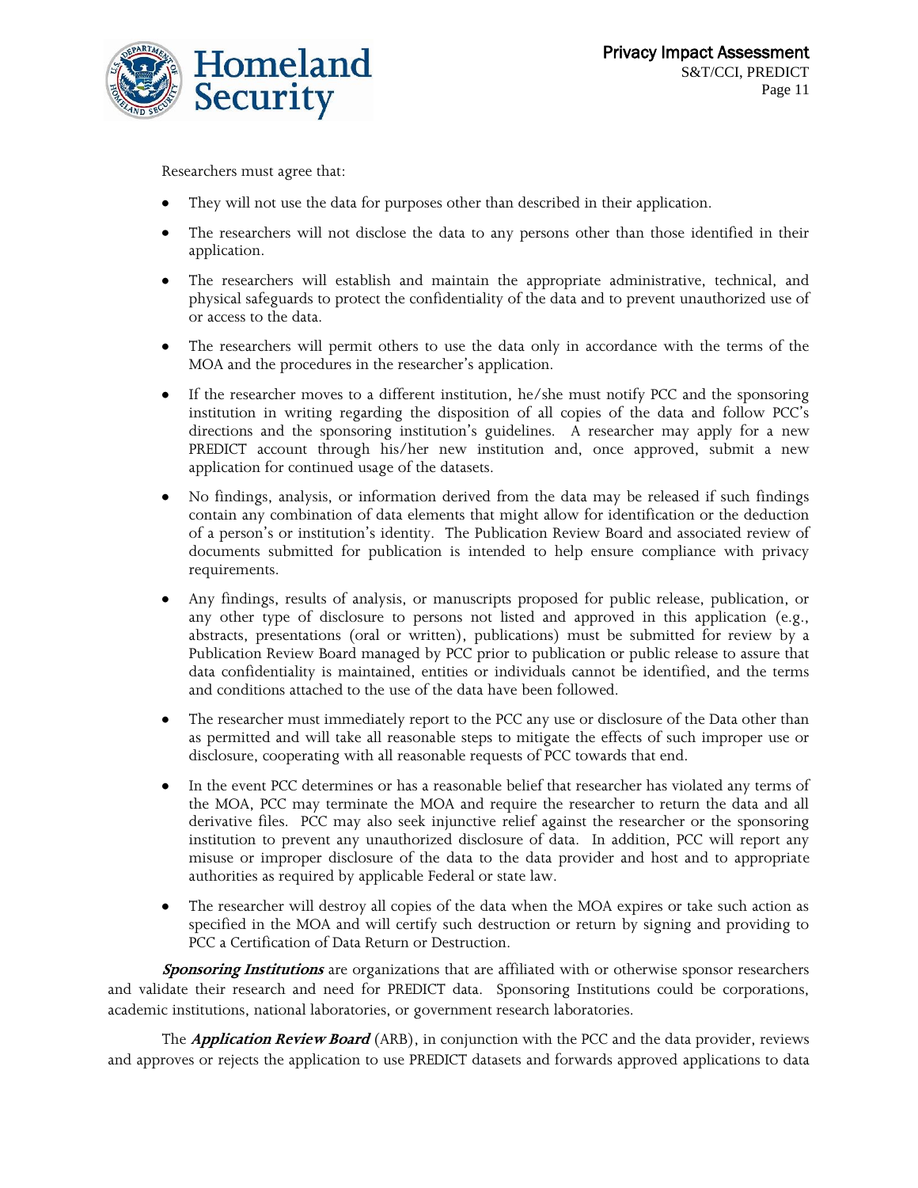Researchers must agree that:

- They will not use the data for purposes other than described in their application.
- The researchers will not disclose the data to any persons other than those identified in their application.
- The researchers will establish and maintain the appropriate administrative, technical, and physical safeguards to protect the confidentiality of the data and to prevent unauthorized use of or access to the data.
- The researchers will permit others to use the data only in accordance with the terms of the MOA and the procedures in the researcher's application.
- If the researcher moves to a different institution, he/she must notify PCC and the sponsoring institution in writing regarding the disposition of all copies of the data and follow PCC's directions and the sponsoring institution's guidelines. A researcher may apply for a new PREDICT account through his/her new institution and, once approved, submit a new application for continued usage of the datasets.
- No findings, analysis, or information derived from the data may be released if such findings contain any combination of data elements that might allow for identification or the deduction of a person's or institution's identity. The Publication Review Board and associated review of documents submitted for publication is intended to help ensure compliance with privacy requirements.
- Any findings, results of analysis, or manuscripts proposed for public release, publication, or any other type of disclosure to persons not listed and approved in this application (e.g., abstracts, presentations (oral or written), publications) must be submitted for review by a Publication Review Board managed by PCC prior to publication or public release to assure that data confidentiality is maintained, entities or individuals cannot be identified, and the terms and conditions attached to the use of the data have been followed.
- The researcher must immediately report to the PCC any use or disclosure of the Data other than as permitted and will take all reasonable steps to mitigate the effects of such improper use or disclosure, cooperating with all reasonable requests of PCC towards that end.
- In the event PCC determines or has a reasonable belief that researcher has violated any terms of the MOA, PCC may terminate the MOA and require the researcher to return the data and all derivative files. PCC may also seek injunctive relief against the researcher or the sponsoring institution to prevent any unauthorized disclosure of data. In addition, PCC will report any misuse or improper disclosure of the data to the data provider and host and to appropriate authorities as required by applicable Federal or state law.
- The researcher will destroy all copies of the data when the MOA expires or take such action as specified in the MOA and will certify such destruction or return by signing and providing to PCC a Certification of Data Return or Destruction.

***Sponsoring Institutions*** are organizations that are affiliated with or otherwise sponsor researchers and validate their research and need for PREDICT data. Sponsoring Institutions could be corporations, academic institutions, national laboratories, or government research laboratories.

The ***Application Review Board*** (ARB), in conjunction with the PCC and the data provider, reviews and approves or rejects the application to use PREDICT datasets and forwards approved applications to data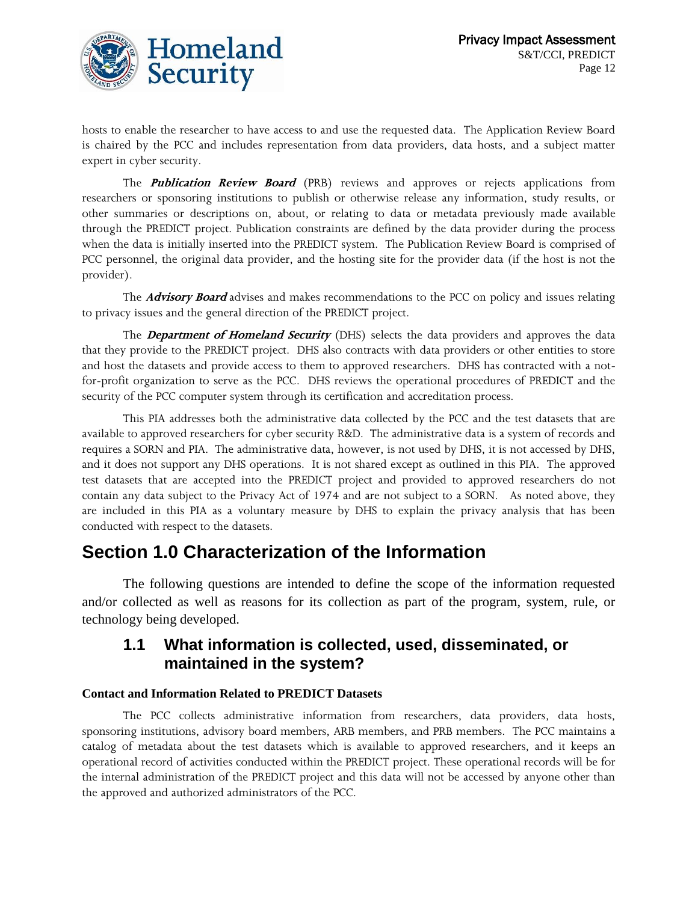hosts to enable the researcher to have access to and use the requested data. The Application Review Board is chaired by the PCC and includes representation from data providers, data hosts, and a subject matter expert in cyber security.

The ***Publication Review Board*** (PRB) reviews and approves or rejects applications from researchers or sponsoring institutions to publish or otherwise release any information, study results, or other summaries or descriptions on, about, or relating to data or metadata previously made available through the PREDICT project. Publication constraints are defined by the data provider during the process when the data is initially inserted into the PREDICT system. The Publication Review Board is comprised of PCC personnel, the original data provider, and the hosting site for the provider data (if the host is not the provider).

The ***Advisory Board*** advises and makes recommendations to the PCC on policy and issues relating to privacy issues and the general direction of the PREDICT project.

The ***Department of Homeland Security*** (DHS) selects the data providers and approves the data that they provide to the PREDICT project. DHS also contracts with data providers or other entities to store and host the datasets and provide access to them to approved researchers. DHS has contracted with a not-for-profit organization to serve as the PCC. DHS reviews the operational procedures of PREDICT and the security of the PCC computer system through its certification and accreditation process.

This PIA addresses both the administrative data collected by the PCC and the test datasets that are available to approved researchers for cyber security R&D. The administrative data is a system of records and requires a SORN and PIA. The administrative data, however, is not used by DHS, it is not accessed by DHS, and it does not support any DHS operations. It is not shared except as outlined in this PIA. The approved test datasets that are accepted into the PREDICT project and provided to approved researchers do not contain any data subject to the Privacy Act of 1974 and are not subject to a SORN. As noted above, they are included in this PIA as a voluntary measure by DHS to explain the privacy analysis that has been conducted with respect to the datasets.

# Section 1.0 Characterization of the Information

The following questions are intended to define the scope of the information requested and/or collected as well as reasons for its collection as part of the program, system, rule, or technology being developed.

## 1.1 What information is collected, used, disseminated, or maintained in the system?

**Contact and Information Related to PREDICT Datasets**

The PCC collects administrative information from researchers, data providers, data hosts, sponsoring institutions, advisory board members, ARB members, and PRB members. The PCC maintains a catalog of metadata about the test datasets which is available to approved researchers, and it keeps an operational record of activities conducted within the PREDICT project. These operational records will be for the internal administration of the PREDICT project and this data will not be accessed by anyone other than the approved and authorized administrators of the PCC.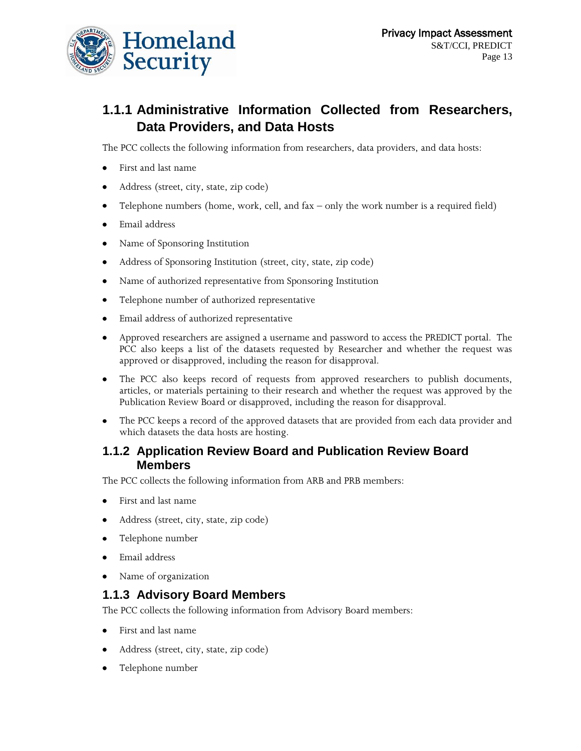### 1.1.1 Administrative Information Collected from Researchers, Data Providers, and Data Hosts

The PCC collects the following information from researchers, data providers, and data hosts:

- First and last name
- Address (street, city, state, zip code)
- Telephone numbers (home, work, cell, and fax – only the work number is a required field)
- Email address
- Name of Sponsoring Institution
- Address of Sponsoring Institution (street, city, state, zip code)
- Name of authorized representative from Sponsoring Institution
- Telephone number of authorized representative
- Email address of authorized representative
- Approved researchers are assigned a username and password to access the PREDICT portal. The PCC also keeps a list of the datasets requested by Researcher and whether the request was approved or disapproved, including the reason for disapproval.
- The PCC also keeps record of requests from approved researchers to publish documents, articles, or materials pertaining to their research and whether the request was approved by the Publication Review Board or disapproved, including the reason for disapproval.
- The PCC keeps a record of the approved datasets that are provided from each data provider and which datasets the data hosts are hosting.

### 1.1.2 Application Review Board and Publication Review Board Members

The PCC collects the following information from ARB and PRB members:

- First and last name
- Address (street, city, state, zip code)
- Telephone number
- Email address
- Name of organization

### 1.1.3 Advisory Board Members

The PCC collects the following information from Advisory Board members:

- First and last name
- Address (street, city, state, zip code)
- Telephone number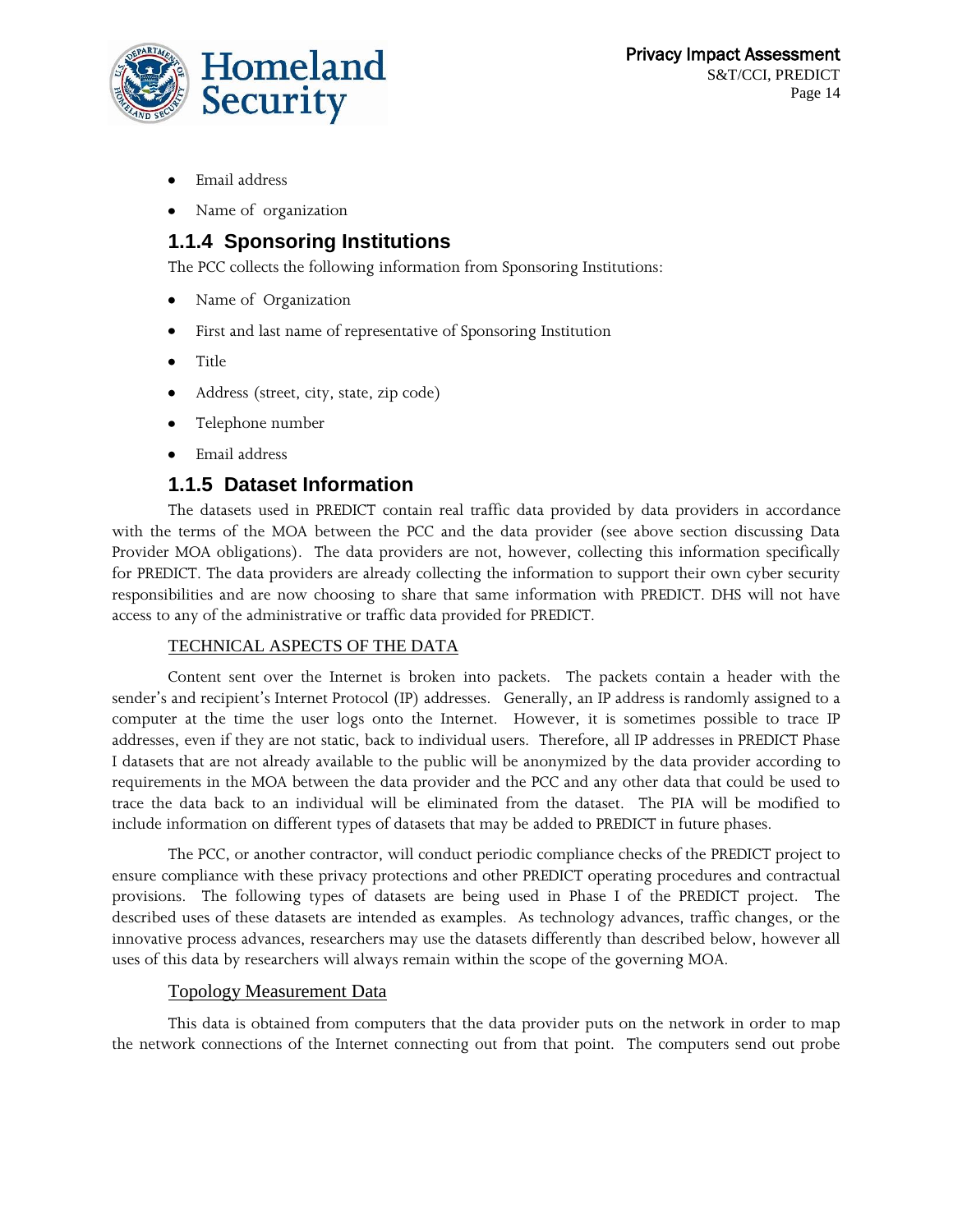- Email address
- Name of organization

### 1.1.4 Sponsoring Institutions

The PCC collects the following information from Sponsoring Institutions:

- Name of Organization
- First and last name of representative of Sponsoring Institution
- Title
- Address (street, city, state, zip code)
- Telephone number
- Email address

### 1.1.5 Dataset Information

The datasets used in PREDICT contain real traffic data provided by data providers in accordance with the terms of the MOA between the PCC and the data provider (see above section discussing Data Provider MOA obligations). The data providers are not, however, collecting this information specifically for PREDICT. The data providers are already collecting the information to support their own cyber security responsibilities and are now choosing to share that same information with PREDICT. DHS will not have access to any of the administrative or traffic data provided for PREDICT.

<u>TECHNICAL ASPECTS OF THE DATA</u>

Content sent over the Internet is broken into packets. The packets contain a header with the sender's and recipient's Internet Protocol (IP) addresses. Generally, an IP address is randomly assigned to a computer at the time the user logs onto the Internet. However, it is sometimes possible to trace IP addresses, even if they are not static, back to individual users. Therefore, all IP addresses in PREDICT Phase I datasets that are not already available to the public will be anonymized by the data provider according to requirements in the MOA between the data provider and the PCC and any other data that could be used to trace the data back to an individual will be eliminated from the dataset. The PIA will be modified to include information on different types of datasets that may be added to PREDICT in future phases.

The PCC, or another contractor, will conduct periodic compliance checks of the PREDICT project to ensure compliance with these privacy protections and other PREDICT operating procedures and contractual provisions. The following types of datasets are being used in Phase I of the PREDICT project. The described uses of these datasets are intended as examples. As technology advances, traffic changes, or the innovative process advances, researchers may use the datasets differently than described below, however all uses of this data by researchers will always remain within the scope of the governing MOA.

<u>Topology Measurement Data</u>

This data is obtained from computers that the data provider puts on the network in order to map the network connections of the Internet connecting out from that point. The computers send out probe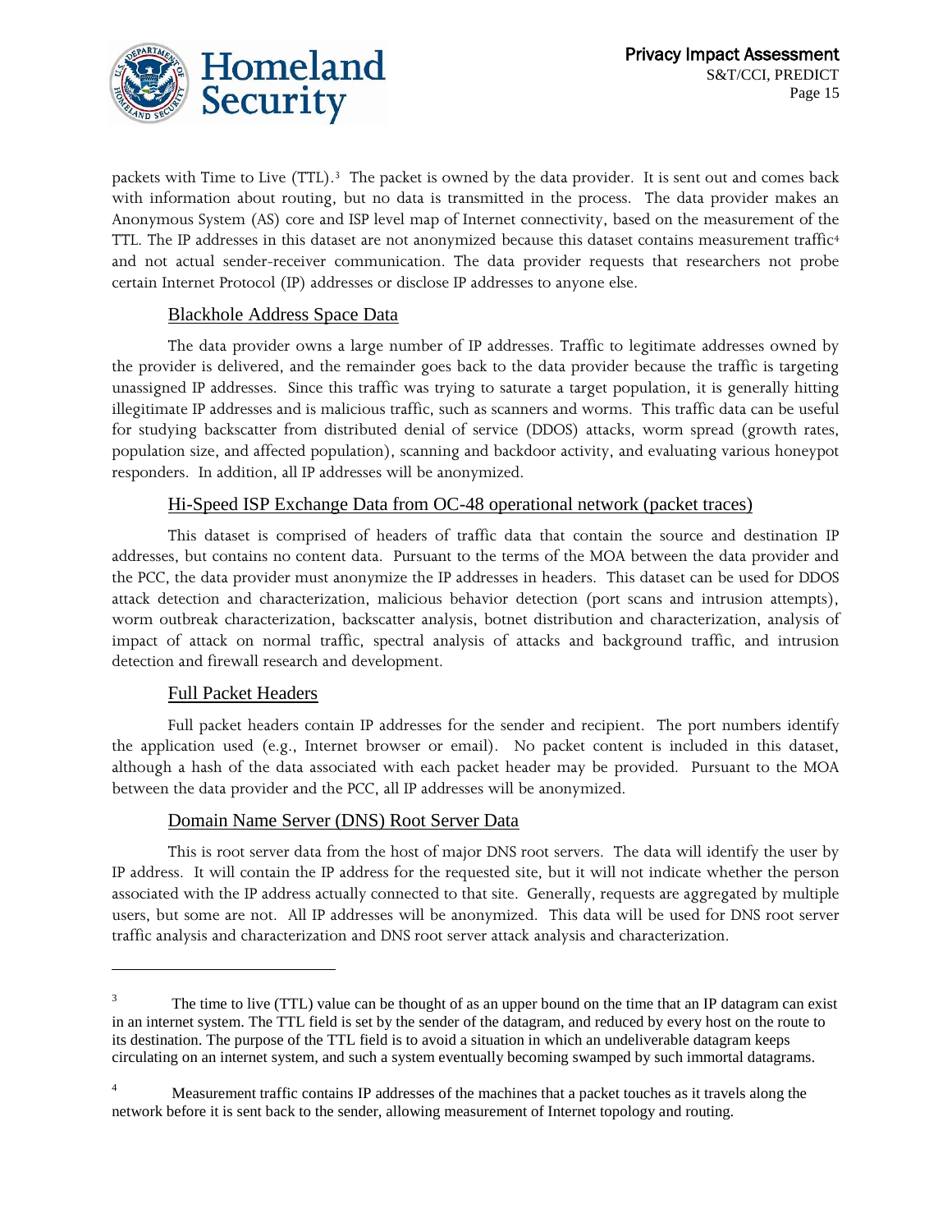packets with Time to Live (TTL).[3] The packet is owned by the data provider. It is sent out and comes back with information about routing, but no data is transmitted in the process. The data provider makes an Anonymous System (AS) core and ISP level map of Internet connectivity, based on the measurement of the TTL. The IP addresses in this dataset are not anonymized because this dataset contains measurement traffic[4] and not actual sender-receiver communication. The data provider requests that researchers not probe certain Internet Protocol (IP) addresses or disclose IP addresses to anyone else.

### Blackhole Address Space Data

The data provider owns a large number of IP addresses. Traffic to legitimate addresses owned by the provider is delivered, and the remainder goes back to the data provider because the traffic is targeting unassigned IP addresses. Since this traffic was trying to saturate a target population, it is generally hitting illegitimate IP addresses and is malicious traffic, such as scanners and worms. This traffic data can be useful for studying backscatter from distributed denial of service (DDOS) attacks, worm spread (growth rates, population size, and affected population), scanning and backdoor activity, and evaluating various honeypot responders. In addition, all IP addresses will be anonymized.

### Hi-Speed ISP Exchange Data from OC-48 operational network (packet traces)

This dataset is comprised of headers of traffic data that contain the source and destination IP addresses, but contains no content data. Pursuant to the terms of the MOA between the data provider and the PCC, the data provider must anonymize the IP addresses in headers. This dataset can be used for DDOS attack detection and characterization, malicious behavior detection (port scans and intrusion attempts), worm outbreak characterization, backscatter analysis, botnet distribution and characterization, analysis of impact of attack on normal traffic, spectral analysis of attacks and background traffic, and intrusion detection and firewall research and development.

### Full Packet Headers

Full packet headers contain IP addresses for the sender and recipient. The port numbers identify the application used (e.g., Internet browser or email). No packet content is included in this dataset, although a hash of the data associated with each packet header may be provided. Pursuant to the MOA between the data provider and the PCC, all IP addresses will be anonymized.

### Domain Name Server (DNS) Root Server Data

This is root server data from the host of major DNS root servers. The data will identify the user by IP address. It will contain the IP address for the requested site, but it will not indicate whether the person associated with the IP address actually connected to that site. Generally, requests are aggregated by multiple users, but some are not. All IP addresses will be anonymized. This data will be used for DNS root server traffic analysis and characterization and DNS root server attack analysis and characterization.

---

[3] The time to live (TTL) value can be thought of as an upper bound on the time that an IP datagram can exist in an internet system. The TTL field is set by the sender of the datagram, and reduced by every host on the route to its destination. The purpose of the TTL field is to avoid a situation in which an undeliverable datagram keeps circulating on an internet system, and such a system eventually becoming swamped by such immortal datagrams.

[4] Measurement traffic contains IP addresses of the machines that a packet touches as it travels along the network before it is sent back to the sender, allowing measurement of Internet topology and routing.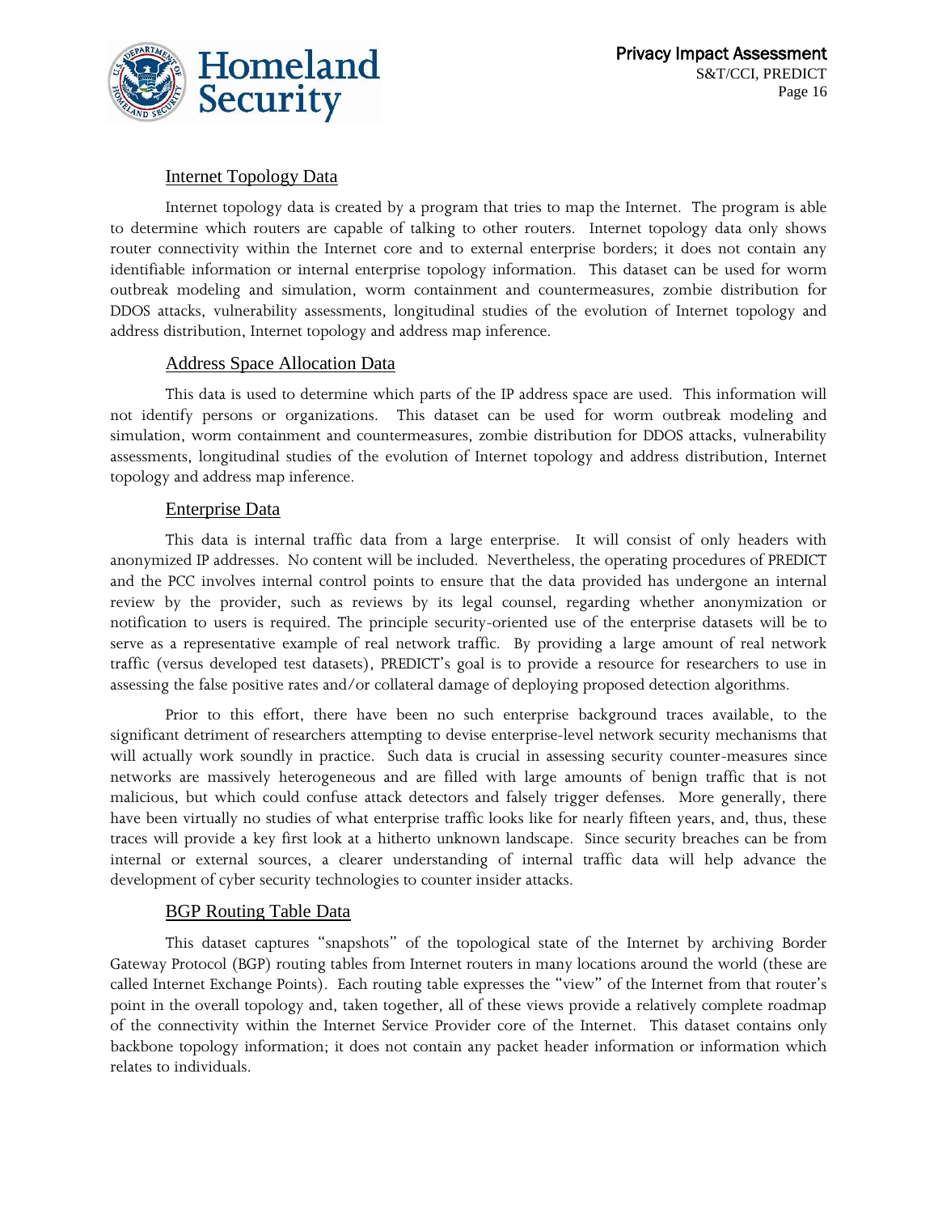### Internet Topology Data

Internet topology data is created by a program that tries to map the Internet. The program is able to determine which routers are capable of talking to other routers. Internet topology data only shows router connectivity within the Internet core and to external enterprise borders; it does not contain any identifiable information or internal enterprise topology information. This dataset can be used for worm outbreak modeling and simulation, worm containment and countermeasures, zombie distribution for DDOS attacks, vulnerability assessments, longitudinal studies of the evolution of Internet topology and address distribution, Internet topology and address map inference.

### Address Space Allocation Data

This data is used to determine which parts of the IP address space are used. This information will not identify persons or organizations. This dataset can be used for worm outbreak modeling and simulation, worm containment and countermeasures, zombie distribution for DDOS attacks, vulnerability assessments, longitudinal studies of the evolution of Internet topology and address distribution, Internet topology and address map inference.

### Enterprise Data

This data is internal traffic data from a large enterprise. It will consist of only headers with anonymized IP addresses. No content will be included. Nevertheless, the operating procedures of PREDICT and the PCC involves internal control points to ensure that the data provided has undergone an internal review by the provider, such as reviews by its legal counsel, regarding whether anonymization or notification to users is required. The principle security-oriented use of the enterprise datasets will be to serve as a representative example of real network traffic. By providing a large amount of real network traffic (versus developed test datasets), PREDICT's goal is to provide a resource for researchers to use in assessing the false positive rates and/or collateral damage of deploying proposed detection algorithms.

Prior to this effort, there have been no such enterprise background traces available, to the significant detriment of researchers attempting to devise enterprise-level network security mechanisms that will actually work soundly in practice. Such data is crucial in assessing security counter-measures since networks are massively heterogeneous and are filled with large amounts of benign traffic that is not malicious, but which could confuse attack detectors and falsely trigger defenses. More generally, there have been virtually no studies of what enterprise traffic looks like for nearly fifteen years, and, thus, these traces will provide a key first look at a hitherto unknown landscape. Since security breaches can be from internal or external sources, a clearer understanding of internal traffic data will help advance the development of cyber security technologies to counter insider attacks.

### BGP Routing Table Data

This dataset captures "snapshots" of the topological state of the Internet by archiving Border Gateway Protocol (BGP) routing tables from Internet routers in many locations around the world (these are called Internet Exchange Points). Each routing table expresses the "view" of the Internet from that router's point in the overall topology and, taken together, all of these views provide a relatively complete roadmap of the connectivity within the Internet Service Provider core of the Internet. This dataset contains only backbone topology information; it does not contain any packet header information or information which relates to individuals.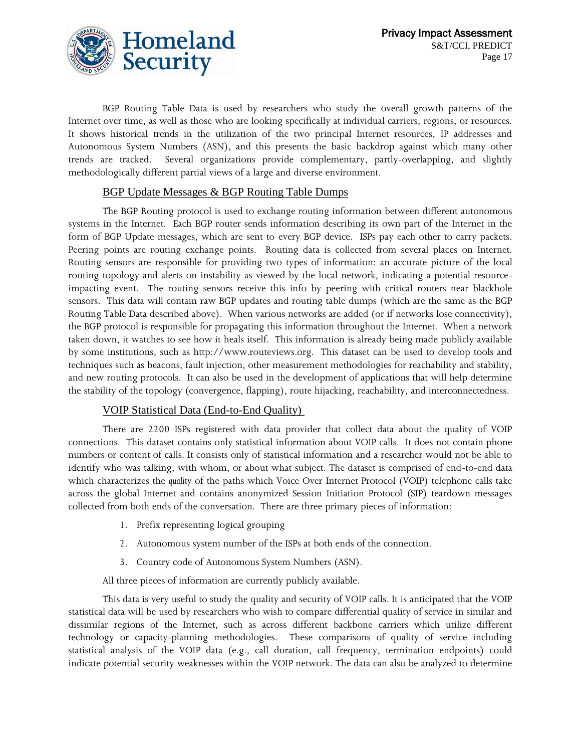BGP Routing Table Data is used by researchers who study the overall growth patterns of the Internet over time, as well as those who are looking specifically at individual carriers, regions, or resources. It shows historical trends in the utilization of the two principal Internet resources, IP addresses and Autonomous System Numbers (ASN), and this presents the basic backdrop against which many other trends are tracked. Several organizations provide complementary, partly-overlapping, and slightly methodologically different partial views of a large and diverse environment.

### BGP Update Messages & BGP Routing Table Dumps

The BGP Routing protocol is used to exchange routing information between different autonomous systems in the Internet. Each BGP router sends information describing its own part of the Internet in the form of BGP Update messages, which are sent to every BGP device. ISPs pay each other to carry packets. Peering points are routing exchange points. Routing data is collected from several places on Internet. Routing sensors are responsible for providing two types of information: an accurate picture of the local routing topology and alerts on instability as viewed by the local network, indicating a potential resource-impacting event. The routing sensors receive this info by peering with critical routers near blackhole sensors. This data will contain raw BGP updates and routing table dumps (which are the same as the BGP Routing Table Data described above). When various networks are added (or if networks lose connectivity), the BGP protocol is responsible for propagating this information throughout the Internet. When a network taken down, it watches to see how it heals itself. This information is already being made publicly available by some institutions, such as http://www.routeviews.org. This dataset can be used to develop tools and techniques such as beacons, fault injection, other measurement methodologies for reachability and stability, and new routing protocols. It can also be used in the development of applications that will help determine the stability of the topology (convergence, flapping), route hijacking, reachability, and interconnectedness.

### VOIP Statistical Data (End-to-End Quality)

There are 2200 ISPs registered with data provider that collect data about the quality of VOIP connections. This dataset contains only statistical information about VOIP calls. It does not contain phone numbers or content of calls. It consists only of statistical information and a researcher would not be able to identify who was talking, with whom, or about what subject. The dataset is comprised of end-to-end data which characterizes the *quality* of the paths which Voice Over Internet Protocol (VOIP) telephone calls take across the global Internet and contains anonymized Session Initiation Protocol (SIP) teardown messages collected from both ends of the conversation. There are three primary pieces of information:

1. Prefix representing logical grouping
2. Autonomous system number of the ISPs at both ends of the connection.
3. Country code of Autonomous System Numbers (ASN).

All three pieces of information are currently publicly available.

This data is very useful to study the quality and security of VOIP calls. It is anticipated that the VOIP statistical data will be used by researchers who wish to compare differential quality of service in similar and dissimilar regions of the Internet, such as across different backbone carriers which utilize different technology or capacity-planning methodologies. These comparisons of quality of service including statistical analysis of the VOIP data (e.g., call duration, call frequency, termination endpoints) could indicate potential security weaknesses within the VOIP network. The data can also be analyzed to determine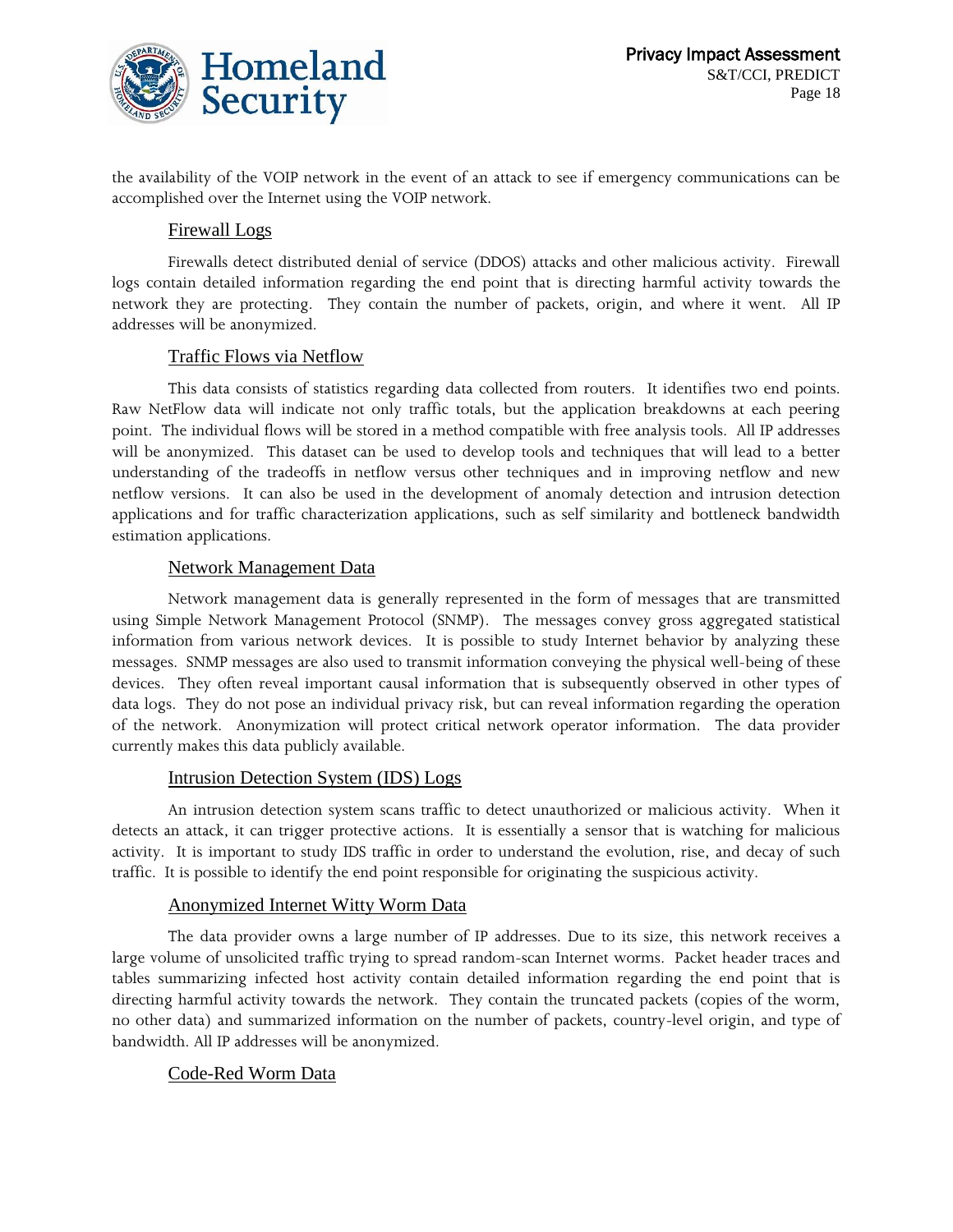the availability of the VOIP network in the event of an attack to see if emergency communications can be accomplished over the Internet using the VOIP network.

### Firewall Logs

Firewalls detect distributed denial of service (DDOS) attacks and other malicious activity. Firewall logs contain detailed information regarding the end point that is directing harmful activity towards the network they are protecting. They contain the number of packets, origin, and where it went. All IP addresses will be anonymized.

### Traffic Flows via Netflow

This data consists of statistics regarding data collected from routers. It identifies two end points. Raw NetFlow data will indicate not only traffic totals, but the application breakdowns at each peering point. The individual flows will be stored in a method compatible with free analysis tools. All IP addresses will be anonymized. This dataset can be used to develop tools and techniques that will lead to a better understanding of the tradeoffs in netflow versus other techniques and in improving netflow and new netflow versions. It can also be used in the development of anomaly detection and intrusion detection applications and for traffic characterization applications, such as self similarity and bottleneck bandwidth estimation applications.

### Network Management Data

Network management data is generally represented in the form of messages that are transmitted using Simple Network Management Protocol (SNMP). The messages convey gross aggregated statistical information from various network devices. It is possible to study Internet behavior by analyzing these messages. SNMP messages are also used to transmit information conveying the physical well-being of these devices. They often reveal important causal information that is subsequently observed in other types of data logs. They do not pose an individual privacy risk, but can reveal information regarding the operation of the network. Anonymization will protect critical network operator information. The data provider currently makes this data publicly available.

### Intrusion Detection System (IDS) Logs

An intrusion detection system scans traffic to detect unauthorized or malicious activity. When it detects an attack, it can trigger protective actions. It is essentially a sensor that is watching for malicious activity. It is important to study IDS traffic in order to understand the evolution, rise, and decay of such traffic. It is possible to identify the end point responsible for originating the suspicious activity.

### Anonymized Internet Witty Worm Data

The data provider owns a large number of IP addresses. Due to its size, this network receives a large volume of unsolicited traffic trying to spread random-scan Internet worms. Packet header traces and tables summarizing infected host activity contain detailed information regarding the end point that is directing harmful activity towards the network. They contain the truncated packets (copies of the worm, no other data) and summarized information on the number of packets, country-level origin, and type of bandwidth. All IP addresses will be anonymized.

### Code-Red Worm Data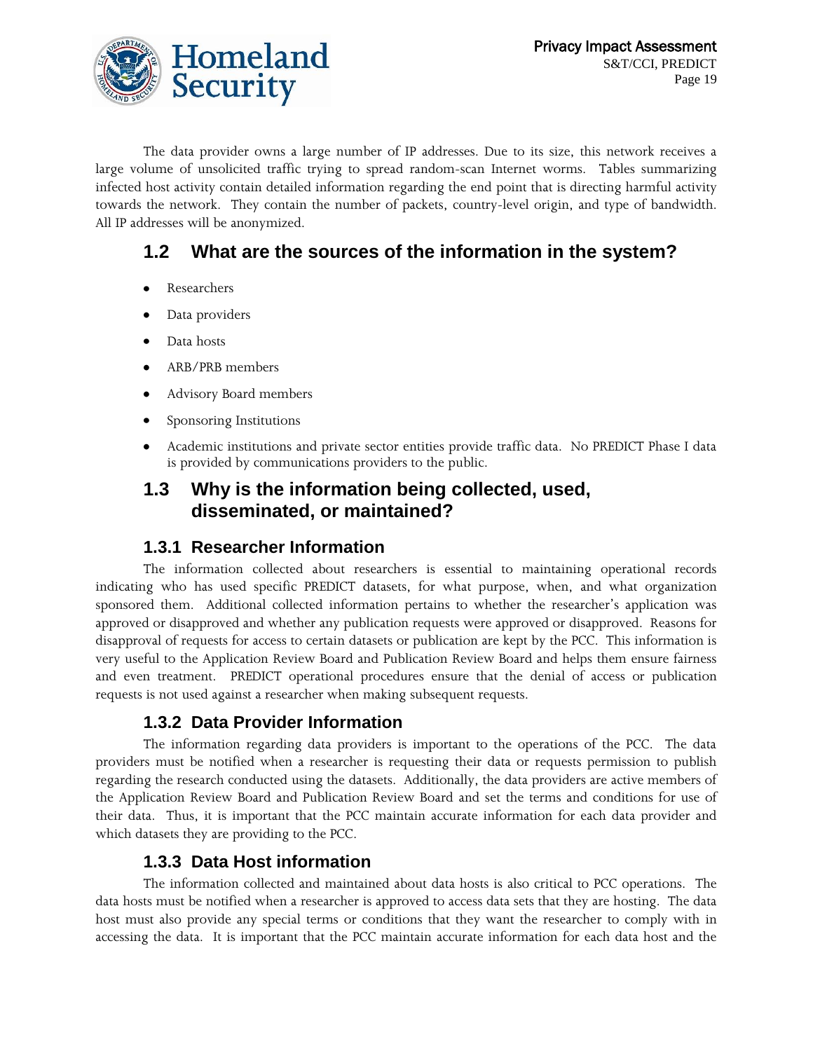The data provider owns a large number of IP addresses. Due to its size, this network receives a large volume of unsolicited traffic trying to spread random-scan Internet worms. Tables summarizing infected host activity contain detailed information regarding the end point that is directing harmful activity towards the network. They contain the number of packets, country-level origin, and type of bandwidth. All IP addresses will be anonymized.

## 1.2 What are the sources of the information in the system?

- Researchers
- Data providers
- Data hosts
- ARB/PRB members
- Advisory Board members
- Sponsoring Institutions
- Academic institutions and private sector entities provide traffic data. No PREDICT Phase I data is provided by communications providers to the public.

## 1.3 Why is the information being collected, used, disseminated, or maintained?

### 1.3.1 Researcher Information

The information collected about researchers is essential to maintaining operational records indicating who has used specific PREDICT datasets, for what purpose, when, and what organization sponsored them. Additional collected information pertains to whether the researcher's application was approved or disapproved and whether any publication requests were approved or disapproved. Reasons for disapproval of requests for access to certain datasets or publication are kept by the PCC. This information is very useful to the Application Review Board and Publication Review Board and helps them ensure fairness and even treatment. PREDICT operational procedures ensure that the denial of access or publication requests is not used against a researcher when making subsequent requests.

### 1.3.2 Data Provider Information

The information regarding data providers is important to the operations of the PCC. The data providers must be notified when a researcher is requesting their data or requests permission to publish regarding the research conducted using the datasets. Additionally, the data providers are active members of the Application Review Board and Publication Review Board and set the terms and conditions for use of their data. Thus, it is important that the PCC maintain accurate information for each data provider and which datasets they are providing to the PCC.

### 1.3.3 Data Host information

The information collected and maintained about data hosts is also critical to PCC operations. The data hosts must be notified when a researcher is approved to access data sets that they are hosting. The data host must also provide any special terms or conditions that they want the researcher to comply with in accessing the data. It is important that the PCC maintain accurate information for each data host and the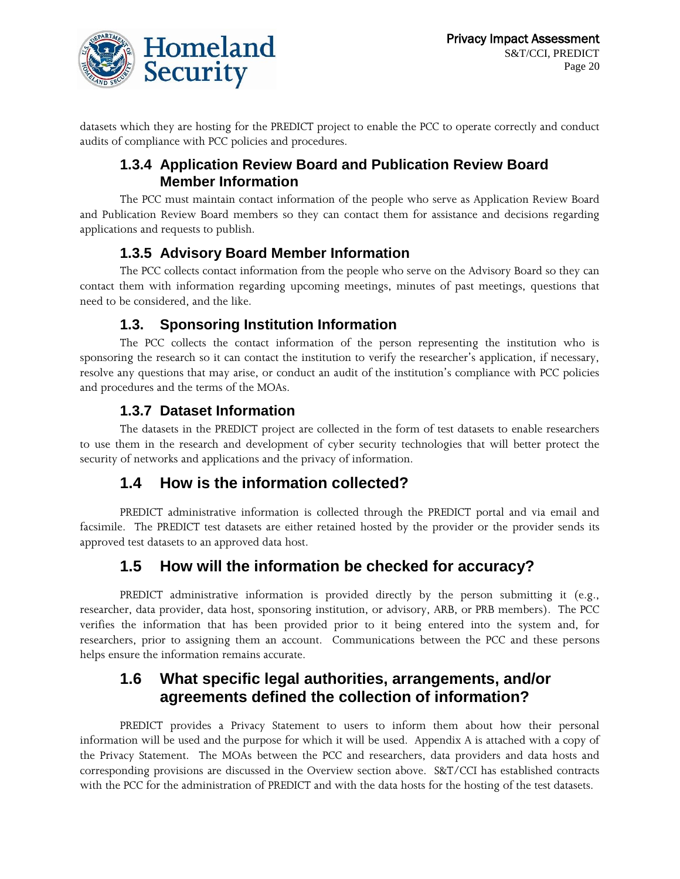datasets which they are hosting for the PREDICT project to enable the PCC to operate correctly and conduct audits of compliance with PCC policies and procedures.

### 1.3.4 Application Review Board and Publication Review Board Member Information

The PCC must maintain contact information of the people who serve as Application Review Board and Publication Review Board members so they can contact them for assistance and decisions regarding applications and requests to publish.

### 1.3.5 Advisory Board Member Information

The PCC collects contact information from the people who serve on the Advisory Board so they can contact them with information regarding upcoming meetings, minutes of past meetings, questions that need to be considered, and the like.

### 1.3. Sponsoring Institution Information

The PCC collects the contact information of the person representing the institution who is sponsoring the research so it can contact the institution to verify the researcher's application, if necessary, resolve any questions that may arise, or conduct an audit of the institution's compliance with PCC policies and procedures and the terms of the MOAs.

### 1.3.7 Dataset Information

The datasets in the PREDICT project are collected in the form of test datasets to enable researchers to use them in the research and development of cyber security technologies that will better protect the security of networks and applications and the privacy of information.

## 1.4 How is the information collected?

PREDICT administrative information is collected through the PREDICT portal and via email and facsimile. The PREDICT test datasets are either retained hosted by the provider or the provider sends its approved test datasets to an approved data host.

## 1.5 How will the information be checked for accuracy?

PREDICT administrative information is provided directly by the person submitting it (e.g., researcher, data provider, data host, sponsoring institution, or advisory, ARB, or PRB members). The PCC verifies the information that has been provided prior to it being entered into the system and, for researchers, prior to assigning them an account. Communications between the PCC and these persons helps ensure the information remains accurate.

## 1.6 What specific legal authorities, arrangements, and/or agreements defined the collection of information?

PREDICT provides a Privacy Statement to users to inform them about how their personal information will be used and the purpose for which it will be used. Appendix A is attached with a copy of the Privacy Statement. The MOAs between the PCC and researchers, data providers and data hosts and corresponding provisions are discussed in the Overview section above. S&T/CCI has established contracts with the PCC for the administration of PREDICT and with the data hosts for the hosting of the test datasets.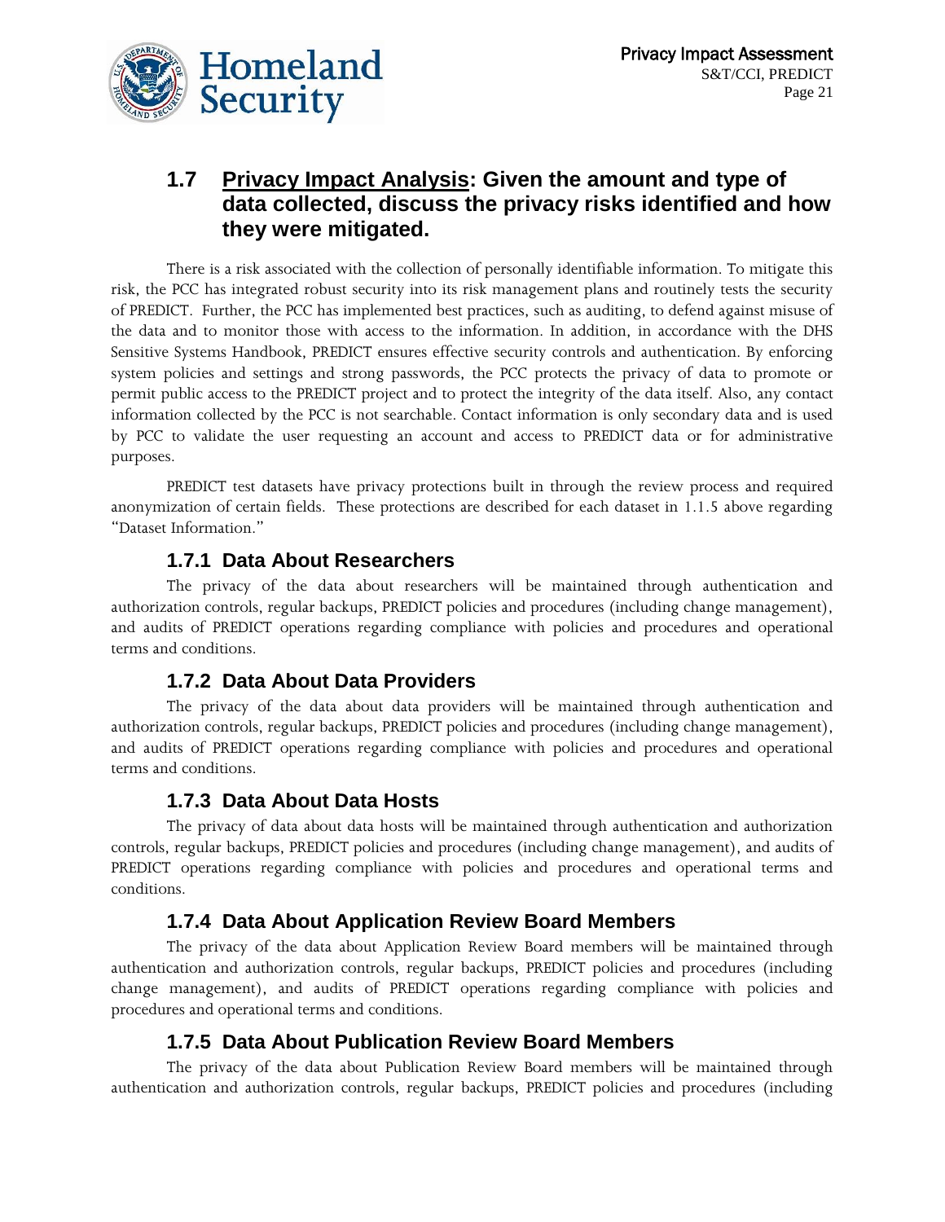## 1.7 Privacy Impact Analysis: Given the amount and type of data collected, discuss the privacy risks identified and how they were mitigated.

There is a risk associated with the collection of personally identifiable information. To mitigate this risk, the PCC has integrated robust security into its risk management plans and routinely tests the security of PREDICT. Further, the PCC has implemented best practices, such as auditing, to defend against misuse of the data and to monitor those with access to the information. In addition, in accordance with the DHS Sensitive Systems Handbook, PREDICT ensures effective security controls and authentication. By enforcing system policies and settings and strong passwords, the PCC protects the privacy of data to promote or permit public access to the PREDICT project and to protect the integrity of the data itself. Also, any contact information collected by the PCC is not searchable. Contact information is only secondary data and is used by PCC to validate the user requesting an account and access to PREDICT data or for administrative purposes.

PREDICT test datasets have privacy protections built in through the review process and required anonymization of certain fields. These protections are described for each dataset in 1.1.5 above regarding "Dataset Information."

### 1.7.1 Data About Researchers

The privacy of the data about researchers will be maintained through authentication and authorization controls, regular backups, PREDICT policies and procedures (including change management), and audits of PREDICT operations regarding compliance with policies and procedures and operational terms and conditions.

### 1.7.2 Data About Data Providers

The privacy of the data about data providers will be maintained through authentication and authorization controls, regular backups, PREDICT policies and procedures (including change management), and audits of PREDICT operations regarding compliance with policies and procedures and operational terms and conditions.

### 1.7.3 Data About Data Hosts

The privacy of data about data hosts will be maintained through authentication and authorization controls, regular backups, PREDICT policies and procedures (including change management), and audits of PREDICT operations regarding compliance with policies and procedures and operational terms and conditions.

### 1.7.4 Data About Application Review Board Members

The privacy of the data about Application Review Board members will be maintained through authentication and authorization controls, regular backups, PREDICT policies and procedures (including change management), and audits of PREDICT operations regarding compliance with policies and procedures and operational terms and conditions.

### 1.7.5 Data About Publication Review Board Members

The privacy of the data about Publication Review Board members will be maintained through authentication and authorization controls, regular backups, PREDICT policies and procedures (including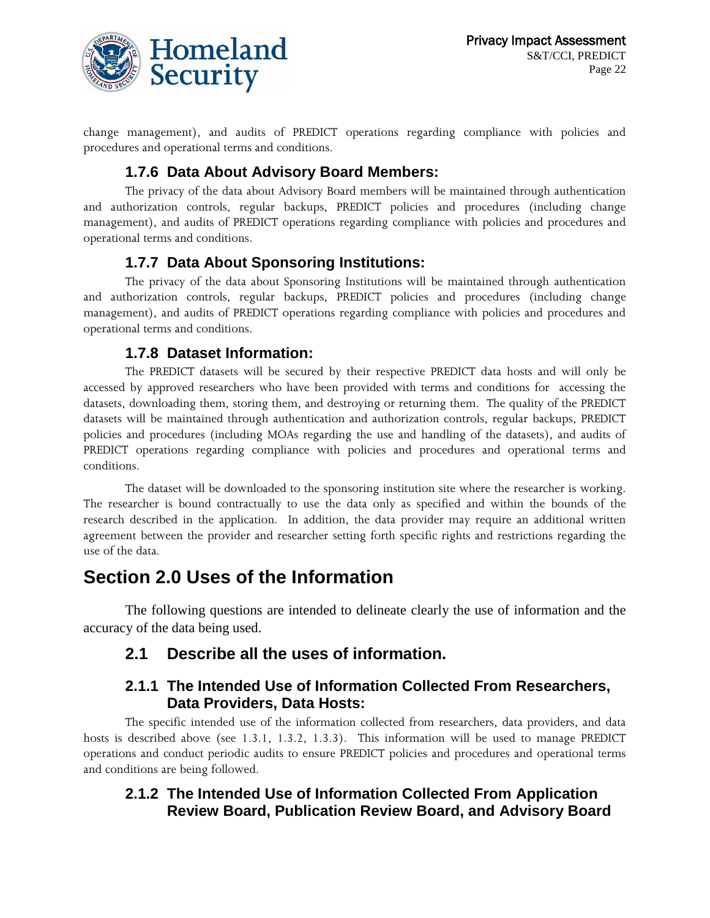change management), and audits of PREDICT operations regarding compliance with policies and procedures and operational terms and conditions.

### 1.7.6 Data About Advisory Board Members:

The privacy of the data about Advisory Board members will be maintained through authentication and authorization controls, regular backups, PREDICT policies and procedures (including change management), and audits of PREDICT operations regarding compliance with policies and procedures and operational terms and conditions.

### 1.7.7 Data About Sponsoring Institutions:

The privacy of the data about Sponsoring Institutions will be maintained through authentication and authorization controls, regular backups, PREDICT policies and procedures (including change management), and audits of PREDICT operations regarding compliance with policies and procedures and operational terms and conditions.

### 1.7.8 Dataset Information:

The PREDICT datasets will be secured by their respective PREDICT data hosts and will only be accessed by approved researchers who have been provided with terms and conditions for accessing the datasets, downloading them, storing them, and destroying or returning them. The quality of the PREDICT datasets will be maintained through authentication and authorization controls, regular backups, PREDICT policies and procedures (including MOAs regarding the use and handling of the datasets), and audits of PREDICT operations regarding compliance with policies and procedures and operational terms and conditions.

The dataset will be downloaded to the sponsoring institution site where the researcher is working. The researcher is bound contractually to use the data only as specified and within the bounds of the research described in the application. In addition, the data provider may require an additional written agreement between the provider and researcher setting forth specific rights and restrictions regarding the use of the data.

# Section 2.0 Uses of the Information

The following questions are intended to delineate clearly the use of information and the accuracy of the data being used.

## 2.1 Describe all the uses of information.

### 2.1.1 The Intended Use of Information Collected From Researchers, Data Providers, Data Hosts:

The specific intended use of the information collected from researchers, data providers, and data hosts is described above (see 1.3.1, 1.3.2, 1.3.3). This information will be used to manage PREDICT operations and conduct periodic audits to ensure PREDICT policies and procedures and operational terms and conditions are being followed.

### 2.1.2 The Intended Use of Information Collected From Application Review Board, Publication Review Board, and Advisory Board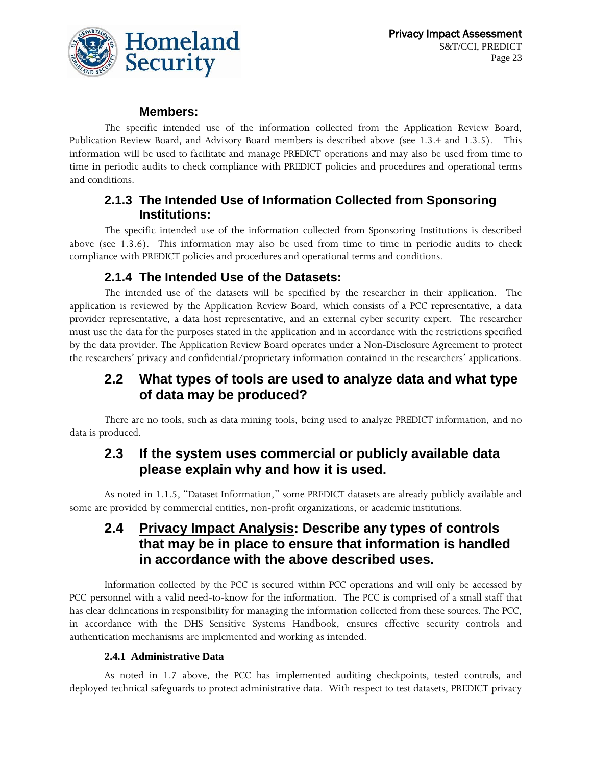#### Members:

The specific intended use of the information collected from the Application Review Board, Publication Review Board, and Advisory Board members is described above (see 1.3.4 and 1.3.5). This information will be used to facilitate and manage PREDICT operations and may also be used from time to time in periodic audits to check compliance with PREDICT policies and procedures and operational terms and conditions.

### 2.1.3 The Intended Use of Information Collected from Sponsoring Institutions:

The specific intended use of the information collected from Sponsoring Institutions is described above (see 1.3.6). This information may also be used from time to time in periodic audits to check compliance with PREDICT policies and procedures and operational terms and conditions.

### 2.1.4 The Intended Use of the Datasets:

The intended use of the datasets will be specified by the researcher in their application. The application is reviewed by the Application Review Board, which consists of a PCC representative, a data provider representative, a data host representative, and an external cyber security expert. The researcher must use the data for the purposes stated in the application and in accordance with the restrictions specified by the data provider. The Application Review Board operates under a Non-Disclosure Agreement to protect the researchers' privacy and confidential/proprietary information contained in the researchers' applications.

## 2.2 What types of tools are used to analyze data and what type of data may be produced?

There are no tools, such as data mining tools, being used to analyze PREDICT information, and no data is produced.

## 2.3 If the system uses commercial or publicly available data please explain why and how it is used.

As noted in 1.1.5, "Dataset Information," some PREDICT datasets are already publicly available and some are provided by commercial entities, non-profit organizations, or academic institutions.

## 2.4 Privacy Impact Analysis: Describe any types of controls that may be in place to ensure that information is handled in accordance with the above described uses.

Information collected by the PCC is secured within PCC operations and will only be accessed by PCC personnel with a valid need-to-know for the information. The PCC is comprised of a small staff that has clear delineations in responsibility for managing the information collected from these sources. The PCC, in accordance with the DHS Sensitive Systems Handbook, ensures effective security controls and authentication mechanisms are implemented and working as intended.

#### 2.4.1 Administrative Data

As noted in 1.7 above, the PCC has implemented auditing checkpoints, tested controls, and deployed technical safeguards to protect administrative data. With respect to test datasets, PREDICT privacy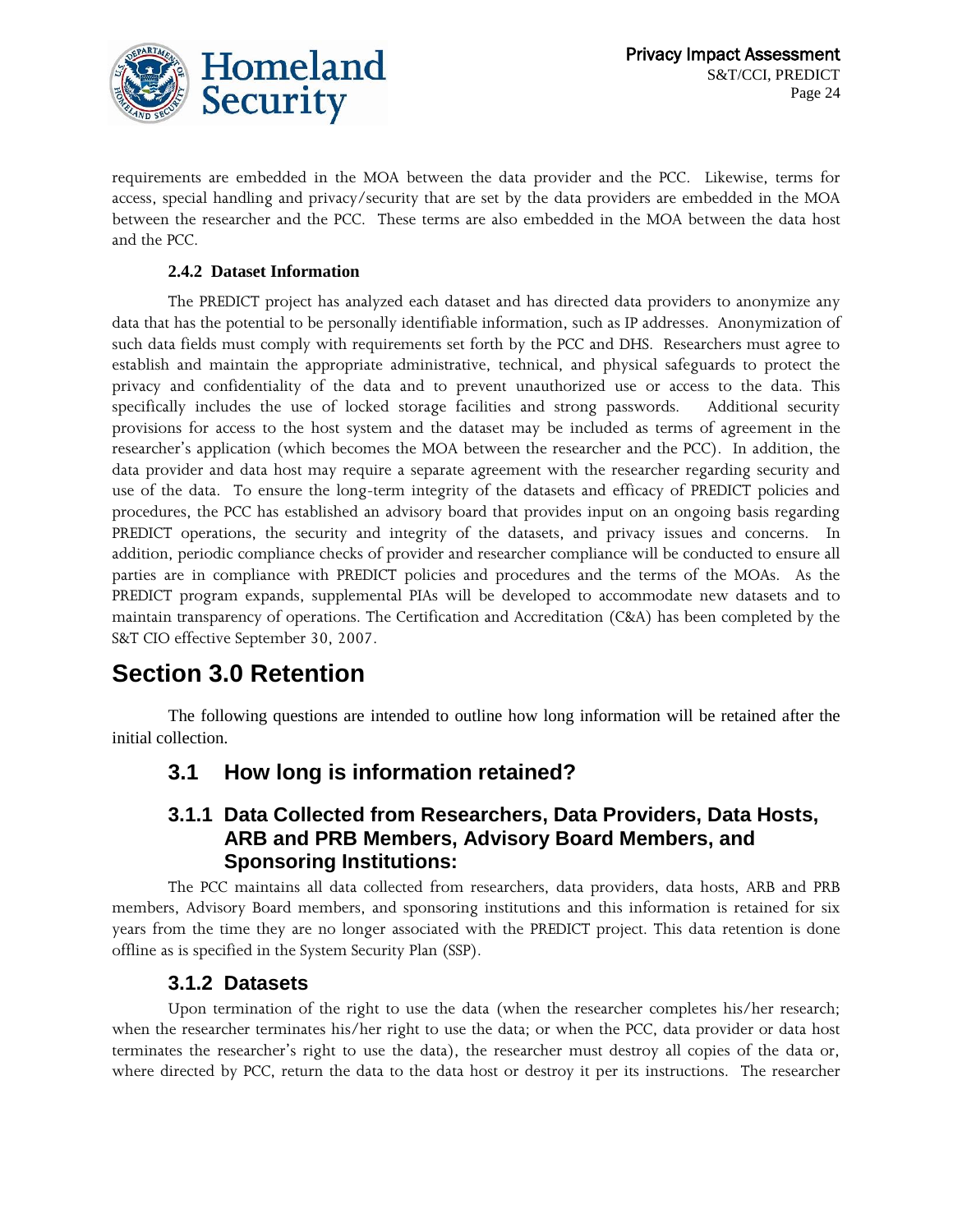requirements are embedded in the MOA between the data provider and the PCC. Likewise, terms for access, special handling and privacy/security that are set by the data providers are embedded in the MOA between the researcher and the PCC. These terms are also embedded in the MOA between the data host and the PCC.

#### 2.4.2 Dataset Information

The PREDICT project has analyzed each dataset and has directed data providers to anonymize any data that has the potential to be personally identifiable information, such as IP addresses. Anonymization of such data fields must comply with requirements set forth by the PCC and DHS. Researchers must agree to establish and maintain the appropriate administrative, technical, and physical safeguards to protect the privacy and confidentiality of the data and to prevent unauthorized use or access to the data. This specifically includes the use of locked storage facilities and strong passwords. Additional security provisions for access to the host system and the dataset may be included as terms of agreement in the researcher's application (which becomes the MOA between the researcher and the PCC). In addition, the data provider and data host may require a separate agreement with the researcher regarding security and use of the data. To ensure the long-term integrity of the datasets and efficacy of PREDICT policies and procedures, the PCC has established an advisory board that provides input on an ongoing basis regarding PREDICT operations, the security and integrity of the datasets, and privacy issues and concerns. In addition, periodic compliance checks of provider and researcher compliance will be conducted to ensure all parties are in compliance with PREDICT policies and procedures and the terms of the MOAs. As the PREDICT program expands, supplemental PIAs will be developed to accommodate new datasets and to maintain transparency of operations. The Certification and Accreditation (C&A) has been completed by the S&T CIO effective September 30, 2007.

# Section 3.0 Retention

The following questions are intended to outline how long information will be retained after the initial collection.

## 3.1 How long is information retained?

### 3.1.1 Data Collected from Researchers, Data Providers, Data Hosts, ARB and PRB Members, Advisory Board Members, and Sponsoring Institutions:

The PCC maintains all data collected from researchers, data providers, data hosts, ARB and PRB members, Advisory Board members, and sponsoring institutions and this information is retained for six years from the time they are no longer associated with the PREDICT project. This data retention is done offline as is specified in the System Security Plan (SSP).

### 3.1.2 Datasets

Upon termination of the right to use the data (when the researcher completes his/her research; when the researcher terminates his/her right to use the data; or when the PCC, data provider or data host terminates the researcher's right to use the data), the researcher must destroy all copies of the data or, where directed by PCC, return the data to the data host or destroy it per its instructions. The researcher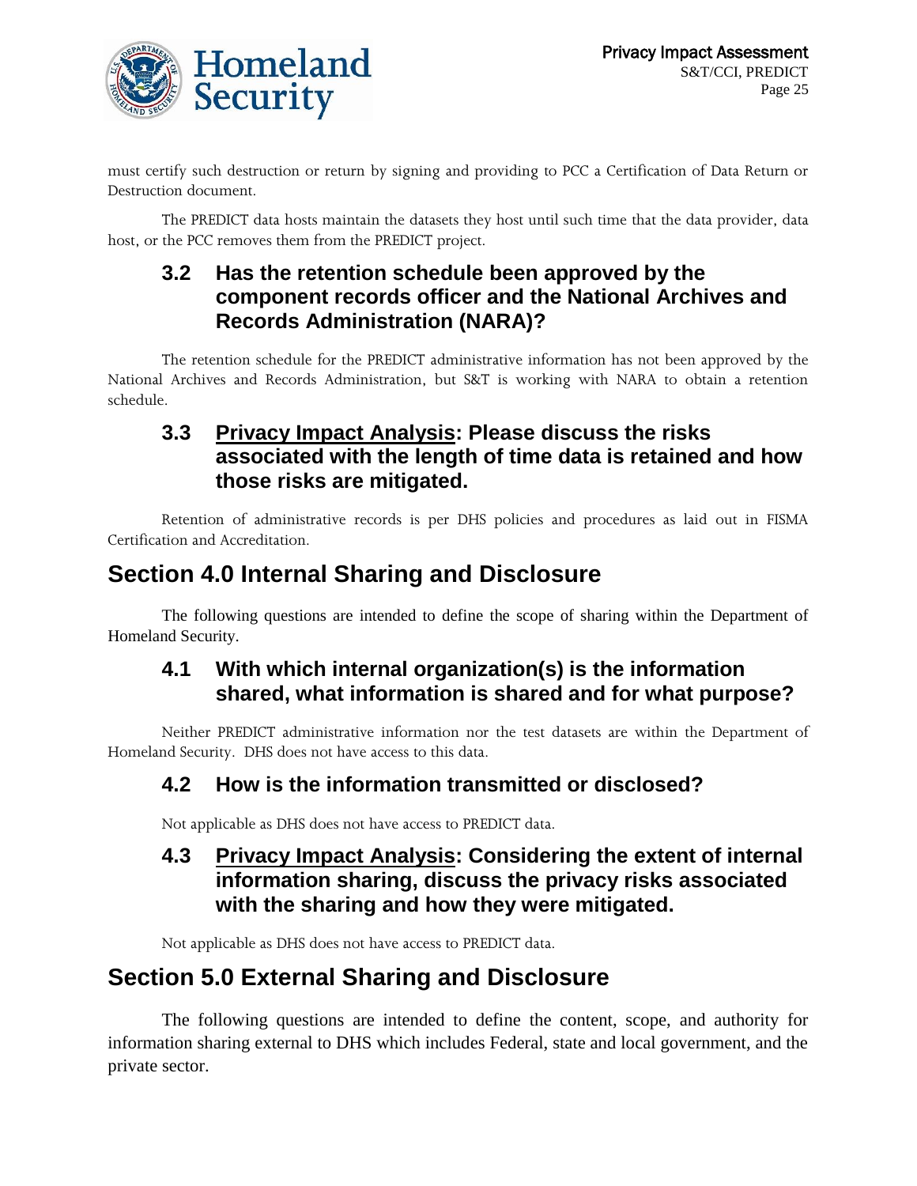must certify such destruction or return by signing and providing to PCC a Certification of Data Return or Destruction document.

The PREDICT data hosts maintain the datasets they host until such time that the data provider, data host, or the PCC removes them from the PREDICT project.

### 3.2 Has the retention schedule been approved by the component records officer and the National Archives and Records Administration (NARA)?

The retention schedule for the PREDICT administrative information has not been approved by the National Archives and Records Administration, but S&T is working with NARA to obtain a retention schedule.

### 3.3 <u>Privacy Impact Analysis</u>: Please discuss the risks associated with the length of time data is retained and how those risks are mitigated.

Retention of administrative records is per DHS policies and procedures as laid out in FISMA Certification and Accreditation.

## Section 4.0 Internal Sharing and Disclosure

The following questions are intended to define the scope of sharing within the Department of Homeland Security.

### 4.1 With which internal organization(s) is the information shared, what information is shared and for what purpose?

Neither PREDICT administrative information nor the test datasets are within the Department of Homeland Security. DHS does not have access to this data.

### 4.2 How is the information transmitted or disclosed?

Not applicable as DHS does not have access to PREDICT data.

### 4.3 <u>Privacy Impact Analysis</u>: Considering the extent of internal information sharing, discuss the privacy risks associated with the sharing and how they were mitigated.

Not applicable as DHS does not have access to PREDICT data.

## Section 5.0 External Sharing and Disclosure

The following questions are intended to define the content, scope, and authority for information sharing external to DHS which includes Federal, state and local government, and the private sector.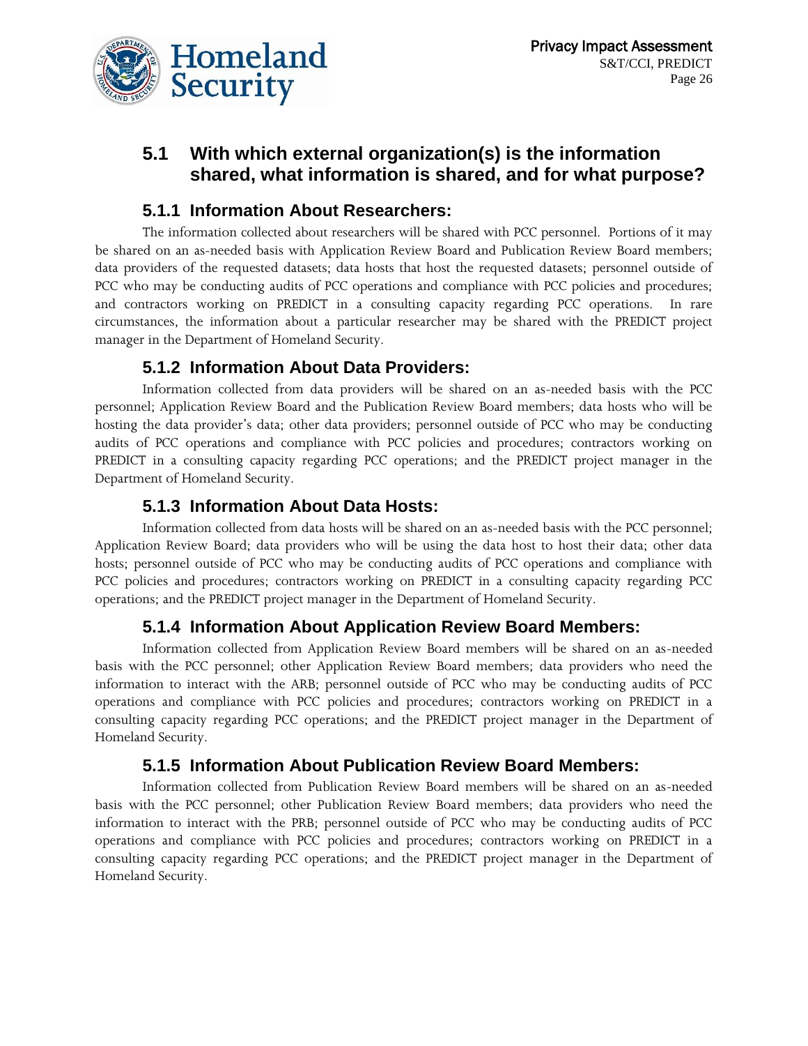## 5.1 With which external organization(s) is the information shared, what information is shared, and for what purpose?

### 5.1.1 Information About Researchers:

The information collected about researchers will be shared with PCC personnel. Portions of it may be shared on an as-needed basis with Application Review Board and Publication Review Board members; data providers of the requested datasets; data hosts that host the requested datasets; personnel outside of PCC who may be conducting audits of PCC operations and compliance with PCC policies and procedures; and contractors working on PREDICT in a consulting capacity regarding PCC operations. In rare circumstances, the information about a particular researcher may be shared with the PREDICT project manager in the Department of Homeland Security.

### 5.1.2 Information About Data Providers:

Information collected from data providers will be shared on an as-needed basis with the PCC personnel; Application Review Board and the Publication Review Board members; data hosts who will be hosting the data provider's data; other data providers; personnel outside of PCC who may be conducting audits of PCC operations and compliance with PCC policies and procedures; contractors working on PREDICT in a consulting capacity regarding PCC operations; and the PREDICT project manager in the Department of Homeland Security.

### 5.1.3 Information About Data Hosts:

Information collected from data hosts will be shared on an as-needed basis with the PCC personnel; Application Review Board; data providers who will be using the data host to host their data; other data hosts; personnel outside of PCC who may be conducting audits of PCC operations and compliance with PCC policies and procedures; contractors working on PREDICT in a consulting capacity regarding PCC operations; and the PREDICT project manager in the Department of Homeland Security.

### 5.1.4 Information About Application Review Board Members:

Information collected from Application Review Board members will be shared on an as-needed basis with the PCC personnel; other Application Review Board members; data providers who need the information to interact with the ARB; personnel outside of PCC who may be conducting audits of PCC operations and compliance with PCC policies and procedures; contractors working on PREDICT in a consulting capacity regarding PCC operations; and the PREDICT project manager in the Department of Homeland Security.

### 5.1.5 Information About Publication Review Board Members:

Information collected from Publication Review Board members will be shared on an as-needed basis with the PCC personnel; other Publication Review Board members; data providers who need the information to interact with the PRB; personnel outside of PCC who may be conducting audits of PCC operations and compliance with PCC policies and procedures; contractors working on PREDICT in a consulting capacity regarding PCC operations; and the PREDICT project manager in the Department of Homeland Security.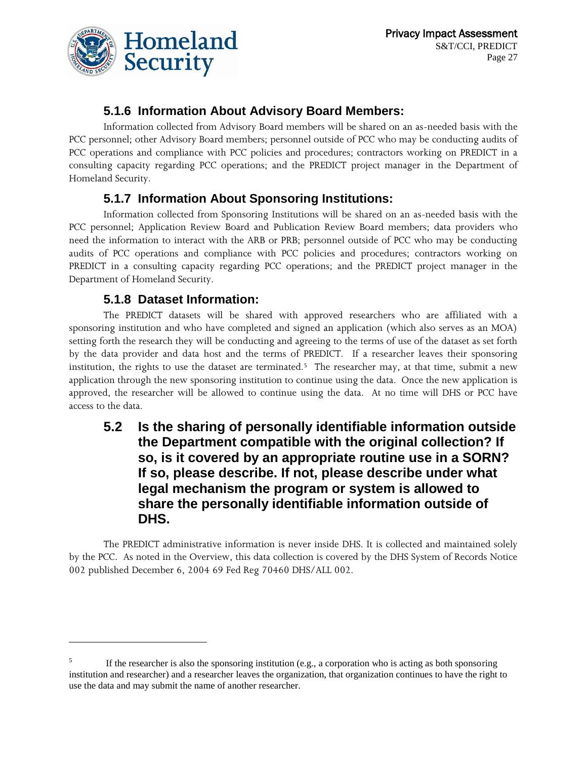### 5.1.6 Information About Advisory Board Members:

Information collected from Advisory Board members will be shared on an as-needed basis with the PCC personnel; other Advisory Board members; personnel outside of PCC who may be conducting audits of PCC operations and compliance with PCC policies and procedures; contractors working on PREDICT in a consulting capacity regarding PCC operations; and the PREDICT project manager in the Department of Homeland Security.

### 5.1.7 Information About Sponsoring Institutions:

Information collected from Sponsoring Institutions will be shared on an as-needed basis with the PCC personnel; Application Review Board and Publication Review Board members; data providers who need the information to interact with the ARB or PRB; personnel outside of PCC who may be conducting audits of PCC operations and compliance with PCC policies and procedures; contractors working on PREDICT in a consulting capacity regarding PCC operations; and the PREDICT project manager in the Department of Homeland Security.

### 5.1.8 Dataset Information:

The PREDICT datasets will be shared with approved researchers who are affiliated with a sponsoring institution and who have completed and signed an application (which also serves as an MOA) setting forth the research they will be conducting and agreeing to the terms of use of the dataset as set forth by the data provider and data host and the terms of PREDICT. If a researcher leaves their sponsoring institution, the rights to use the dataset are terminated.[5] The researcher may, at that time, submit a new application through the new sponsoring institution to continue using the data. Once the new application is approved, the researcher will be allowed to continue using the data. At no time will DHS or PCC have access to the data.

## 5.2 Is the sharing of personally identifiable information outside the Department compatible with the original collection? If so, is it covered by an appropriate routine use in a SORN? If so, please describe. If not, please describe under what legal mechanism the program or system is allowed to share the personally identifiable information outside of DHS.

The PREDICT administrative information is never inside DHS. It is collected and maintained solely by the PCC. As noted in the Overview, this data collection is covered by the DHS System of Records Notice 002 published December 6, 2004 69 Fed Reg 70460 DHS/ALL 002.

---

[5] If the researcher is also the sponsoring institution (e.g., a corporation who is acting as both sponsoring institution and researcher) and a researcher leaves the organization, that organization continues to have the right to use the data and may submit the name of another researcher.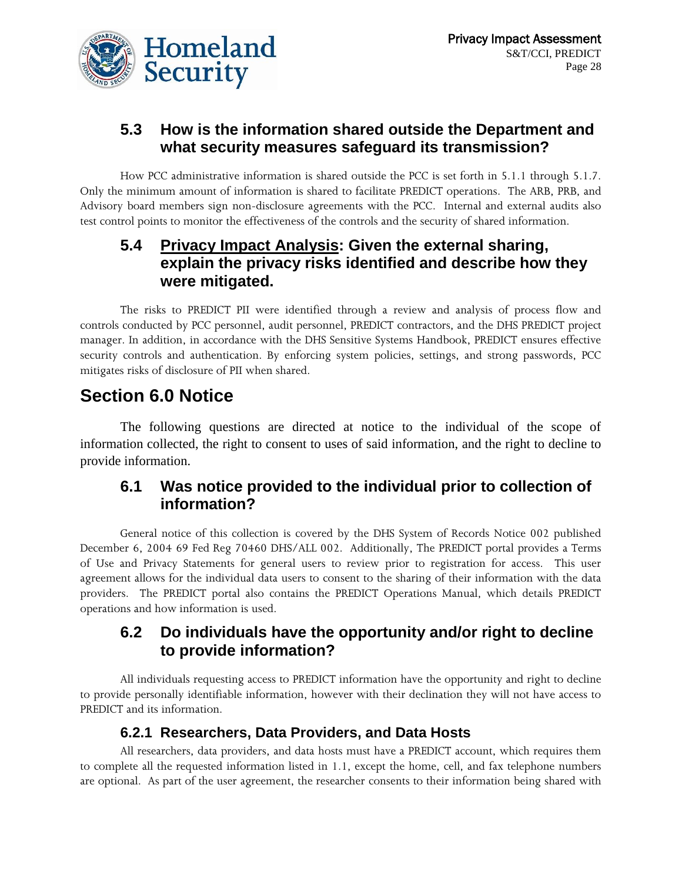### 5.3 How is the information shared outside the Department and what security measures safeguard its transmission?

How PCC administrative information is shared outside the PCC is set forth in 5.1.1 through 5.1.7. Only the minimum amount of information is shared to facilitate PREDICT operations. The ARB, PRB, and Advisory board members sign non-disclosure agreements with the PCC. Internal and external audits also test control points to monitor the effectiveness of the controls and the security of shared information.

### 5.4 Privacy Impact Analysis: Given the external sharing, explain the privacy risks identified and describe how they were mitigated.

The risks to PREDICT PII were identified through a review and analysis of process flow and controls conducted by PCC personnel, audit personnel, PREDICT contractors, and the DHS PREDICT project manager. In addition, in accordance with the DHS Sensitive Systems Handbook, PREDICT ensures effective security controls and authentication. By enforcing system policies, settings, and strong passwords, PCC mitigates risks of disclosure of PII when shared.

## Section 6.0 Notice

The following questions are directed at notice to the individual of the scope of information collected, the right to consent to uses of said information, and the right to decline to provide information.

### 6.1 Was notice provided to the individual prior to collection of information?

General notice of this collection is covered by the DHS System of Records Notice 002 published December 6, 2004 69 Fed Reg 70460 DHS/ALL 002. Additionally, The PREDICT portal provides a Terms of Use and Privacy Statements for general users to review prior to registration for access. This user agreement allows for the individual data users to consent to the sharing of their information with the data providers. The PREDICT portal also contains the PREDICT Operations Manual, which details PREDICT operations and how information is used.

### 6.2 Do individuals have the opportunity and/or right to decline to provide information?

All individuals requesting access to PREDICT information have the opportunity and right to decline to provide personally identifiable information, however with their declination they will not have access to PREDICT and its information.

#### 6.2.1 Researchers, Data Providers, and Data Hosts

All researchers, data providers, and data hosts must have a PREDICT account, which requires them to complete all the requested information listed in 1.1, except the home, cell, and fax telephone numbers are optional. As part of the user agreement, the researcher consents to their information being shared with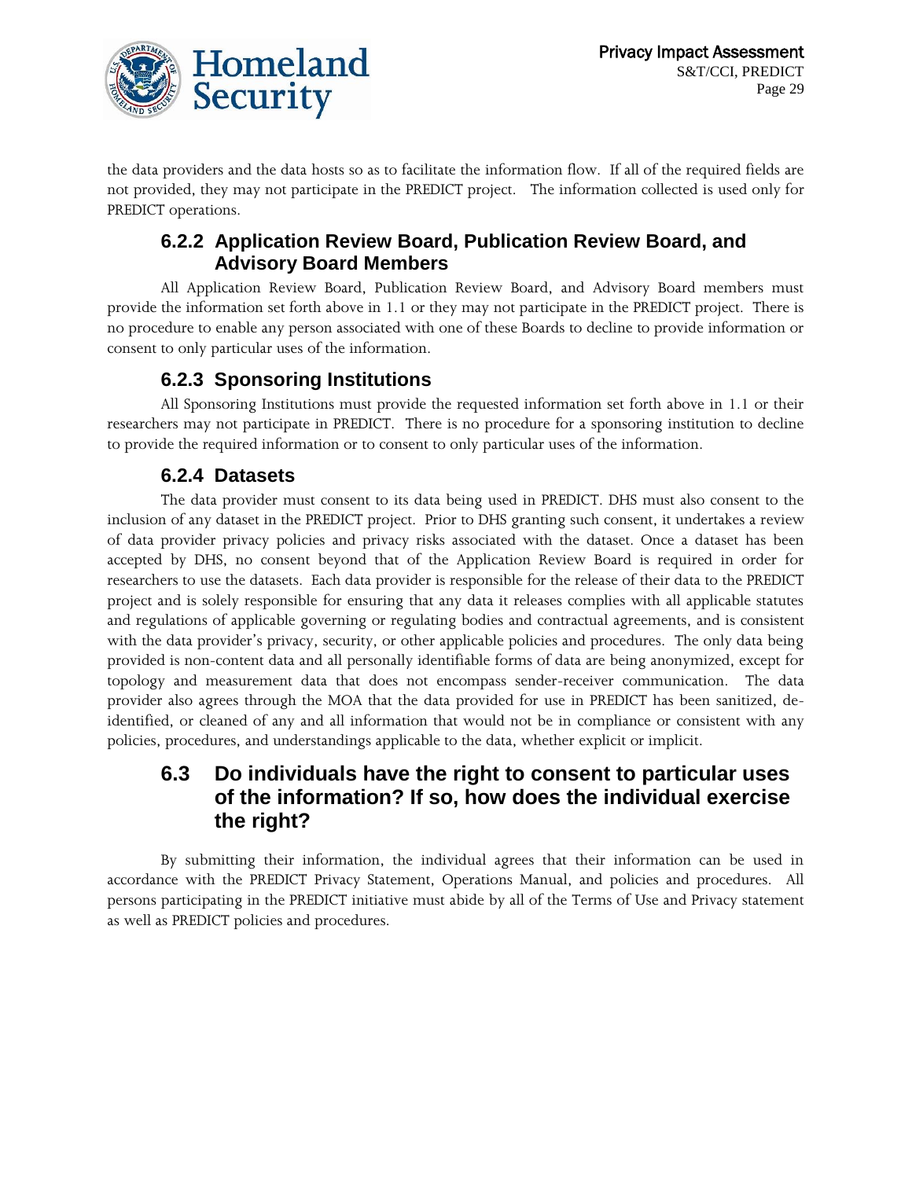the data providers and the data hosts so as to facilitate the information flow. If all of the required fields are not provided, they may not participate in the PREDICT project. The information collected is used only for PREDICT operations.

### 6.2.2 Application Review Board, Publication Review Board, and Advisory Board Members

All Application Review Board, Publication Review Board, and Advisory Board members must provide the information set forth above in 1.1 or they may not participate in the PREDICT project. There is no procedure to enable any person associated with one of these Boards to decline to provide information or consent to only particular uses of the information.

### 6.2.3 Sponsoring Institutions

All Sponsoring Institutions must provide the requested information set forth above in 1.1 or their researchers may not participate in PREDICT. There is no procedure for a sponsoring institution to decline to provide the required information or to consent to only particular uses of the information.

### 6.2.4 Datasets

The data provider must consent to its data being used in PREDICT. DHS must also consent to the inclusion of any dataset in the PREDICT project. Prior to DHS granting such consent, it undertakes a review of data provider privacy policies and privacy risks associated with the dataset. Once a dataset has been accepted by DHS, no consent beyond that of the Application Review Board is required in order for researchers to use the datasets. Each data provider is responsible for the release of their data to the PREDICT project and is solely responsible for ensuring that any data it releases complies with all applicable statutes and regulations of applicable governing or regulating bodies and contractual agreements, and is consistent with the data provider's privacy, security, or other applicable policies and procedures. The only data being provided is non-content data and all personally identifiable forms of data are being anonymized, except for topology and measurement data that does not encompass sender-receiver communication. The data provider also agrees through the MOA that the data provided for use in PREDICT has been sanitized, de-identified, or cleaned of any and all information that would not be in compliance or consistent with any policies, procedures, and understandings applicable to the data, whether explicit or implicit.

## 6.3 Do individuals have the right to consent to particular uses of the information? If so, how does the individual exercise the right?

By submitting their information, the individual agrees that their information can be used in accordance with the PREDICT Privacy Statement, Operations Manual, and policies and procedures. All persons participating in the PREDICT initiative must abide by all of the Terms of Use and Privacy statement as well as PREDICT policies and procedures.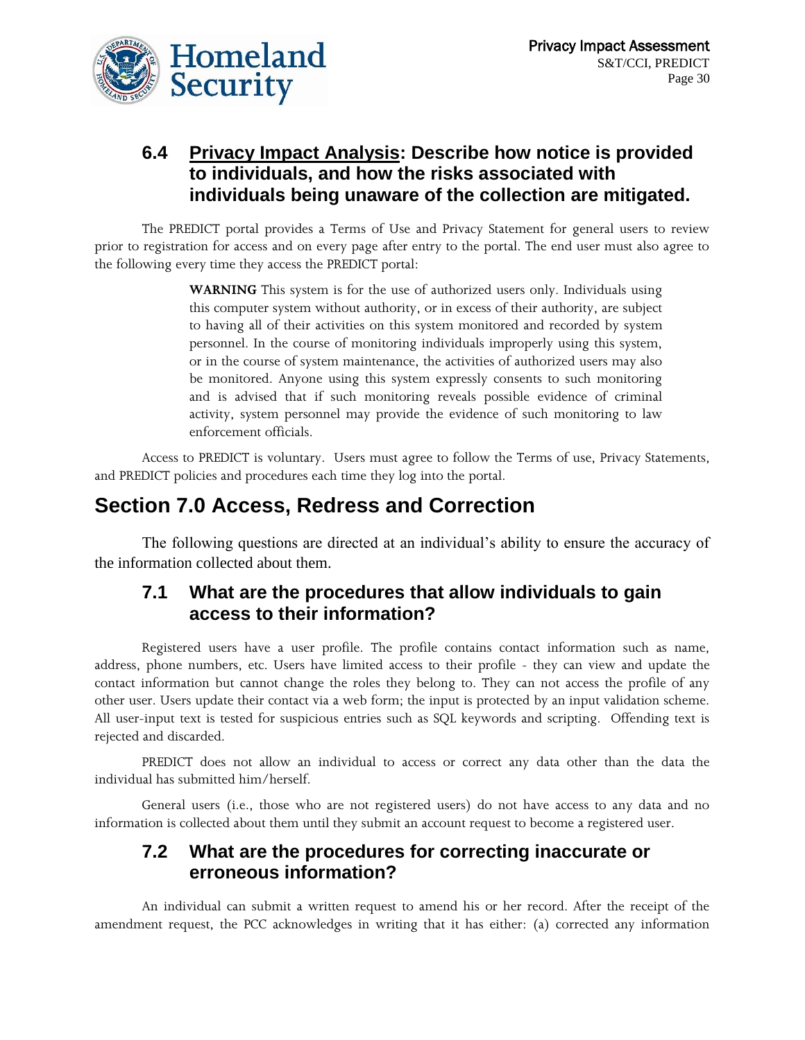### 6.4 <u>Privacy Impact Analysis</u>: Describe how notice is provided to individuals, and how the risks associated with individuals being unaware of the collection are mitigated.

The PREDICT portal provides a Terms of Use and Privacy Statement for general users to review prior to registration for access and on every page after entry to the portal. The end user must also agree to the following every time they access the PREDICT portal:

> **WARNING** This system is for the use of authorized users only. Individuals using this computer system without authority, or in excess of their authority, are subject to having all of their activities on this system monitored and recorded by system personnel. In the course of monitoring individuals improperly using this system, or in the course of system maintenance, the activities of authorized users may also be monitored. Anyone using this system expressly consents to such monitoring and is advised that if such monitoring reveals possible evidence of criminal activity, system personnel may provide the evidence of such monitoring to law enforcement officials.

Access to PREDICT is voluntary. Users must agree to follow the Terms of use, Privacy Statements, and PREDICT policies and procedures each time they log into the portal.

## Section 7.0 Access, Redress and Correction

The following questions are directed at an individual's ability to ensure the accuracy of the information collected about them.

### 7.1 What are the procedures that allow individuals to gain access to their information?

Registered users have a user profile. The profile contains contact information such as name, address, phone numbers, etc. Users have limited access to their profile - they can view and update the contact information but cannot change the roles they belong to. They can not access the profile of any other user. Users update their contact via a web form; the input is protected by an input validation scheme. All user-input text is tested for suspicious entries such as SQL keywords and scripting. Offending text is rejected and discarded.

PREDICT does not allow an individual to access or correct any data other than the data the individual has submitted him/herself.

General users (i.e., those who are not registered users) do not have access to any data and no information is collected about them until they submit an account request to become a registered user.

### 7.2 What are the procedures for correcting inaccurate or erroneous information?

An individual can submit a written request to amend his or her record. After the receipt of the amendment request, the PCC acknowledges in writing that it has either: (a) corrected any information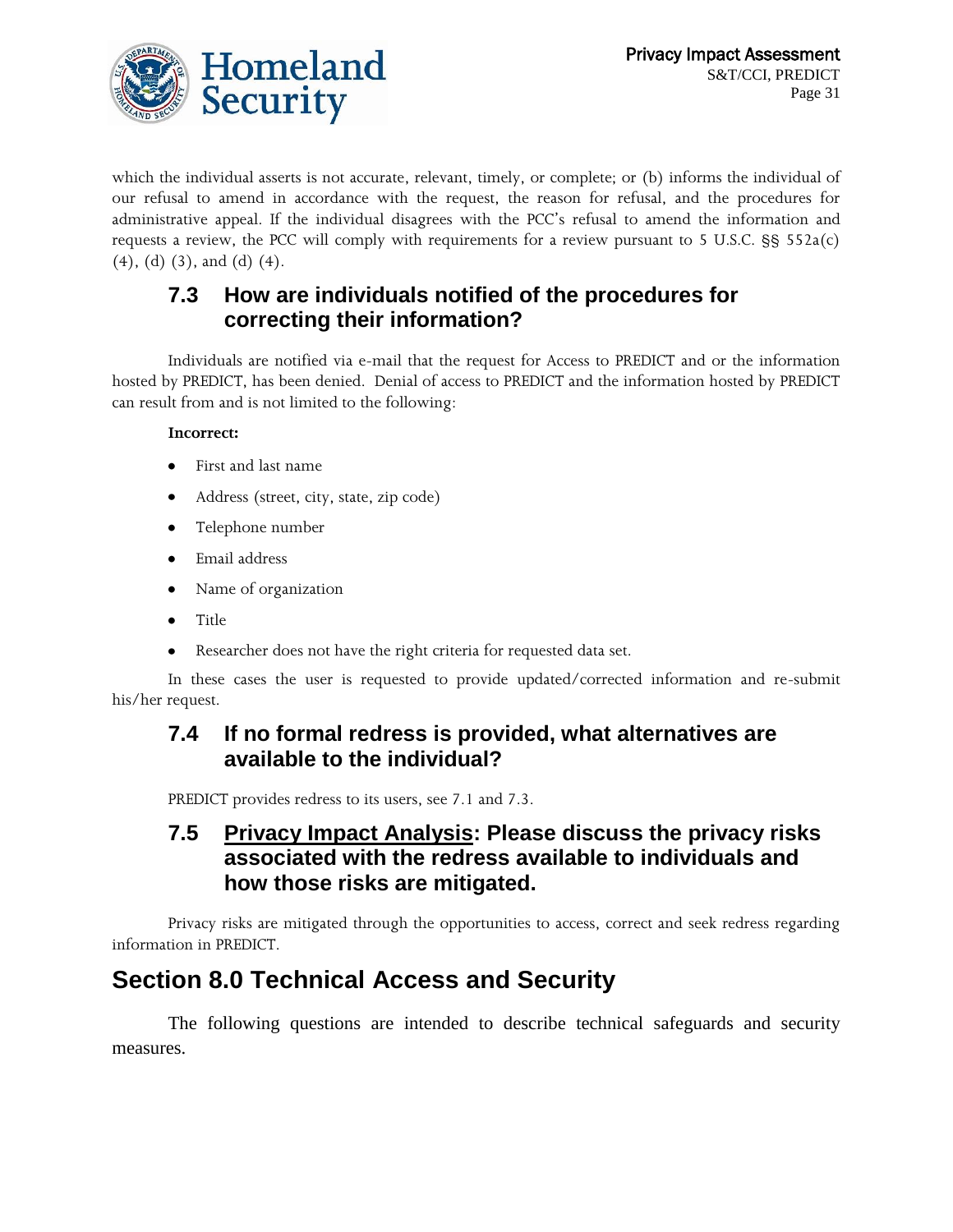which the individual asserts is not accurate, relevant, timely, or complete; or (b) informs the individual of our refusal to amend in accordance with the request, the reason for refusal, and the procedures for administrative appeal. If the individual disagrees with the PCC's refusal to amend the information and requests a review, the PCC will comply with requirements for a review pursuant to 5 U.S.C. §§ 552a(c) (4), (d) (3), and (d) (4).

### 7.3 How are individuals notified of the procedures for correcting their information?

Individuals are notified via e-mail that the request for Access to PREDICT and or the information hosted by PREDICT, has been denied. Denial of access to PREDICT and the information hosted by PREDICT can result from and is not limited to the following:

**Incorrect:**

- First and last name
- Address (street, city, state, zip code)
- Telephone number
- Email address
- Name of organization
- Title
- Researcher does not have the right criteria for requested data set.

In these cases the user is requested to provide updated/corrected information and re-submit his/her request.

### 7.4 If no formal redress is provided, what alternatives are available to the individual?

PREDICT provides redress to its users, see 7.1 and 7.3.

### 7.5 <u>Privacy Impact Analysis</u>: Please discuss the privacy risks associated with the redress available to individuals and how those risks are mitigated.

Privacy risks are mitigated through the opportunities to access, correct and seek redress regarding information in PREDICT.

## Section 8.0 Technical Access and Security

The following questions are intended to describe technical safeguards and security measures.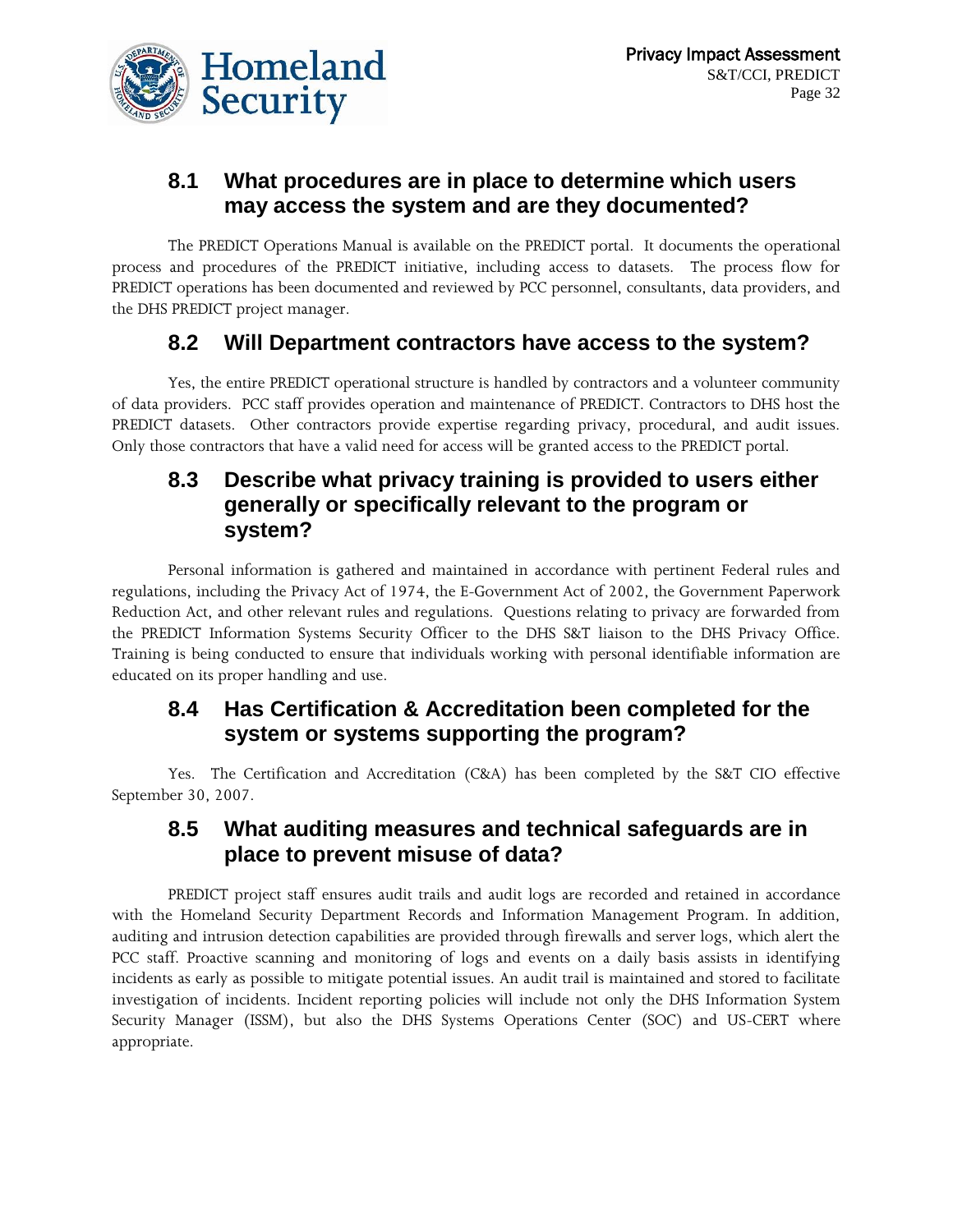### 8.1 What procedures are in place to determine which users may access the system and are they documented?

The PREDICT Operations Manual is available on the PREDICT portal. It documents the operational process and procedures of the PREDICT initiative, including access to datasets. The process flow for PREDICT operations has been documented and reviewed by PCC personnel, consultants, data providers, and the DHS PREDICT project manager.

### 8.2 Will Department contractors have access to the system?

Yes, the entire PREDICT operational structure is handled by contractors and a volunteer community of data providers. PCC staff provides operation and maintenance of PREDICT. Contractors to DHS host the PREDICT datasets. Other contractors provide expertise regarding privacy, procedural, and audit issues. Only those contractors that have a valid need for access will be granted access to the PREDICT portal.

### 8.3 Describe what privacy training is provided to users either generally or specifically relevant to the program or system?

Personal information is gathered and maintained in accordance with pertinent Federal rules and regulations, including the Privacy Act of 1974, the E-Government Act of 2002, the Government Paperwork Reduction Act, and other relevant rules and regulations. Questions relating to privacy are forwarded from the PREDICT Information Systems Security Officer to the DHS S&T liaison to the DHS Privacy Office. Training is being conducted to ensure that individuals working with personal identifiable information are educated on its proper handling and use.

### 8.4 Has Certification & Accreditation been completed for the system or systems supporting the program?

Yes. The Certification and Accreditation (C&A) has been completed by the S&T CIO effective September 30, 2007.

### 8.5 What auditing measures and technical safeguards are in place to prevent misuse of data?

PREDICT project staff ensures audit trails and audit logs are recorded and retained in accordance with the Homeland Security Department Records and Information Management Program. In addition, auditing and intrusion detection capabilities are provided through firewalls and server logs, which alert the PCC staff. Proactive scanning and monitoring of logs and events on a daily basis assists in identifying incidents as early as possible to mitigate potential issues. An audit trail is maintained and stored to facilitate investigation of incidents. Incident reporting policies will include not only the DHS Information System Security Manager (ISSM), but also the DHS Systems Operations Center (SOC) and US-CERT where appropriate.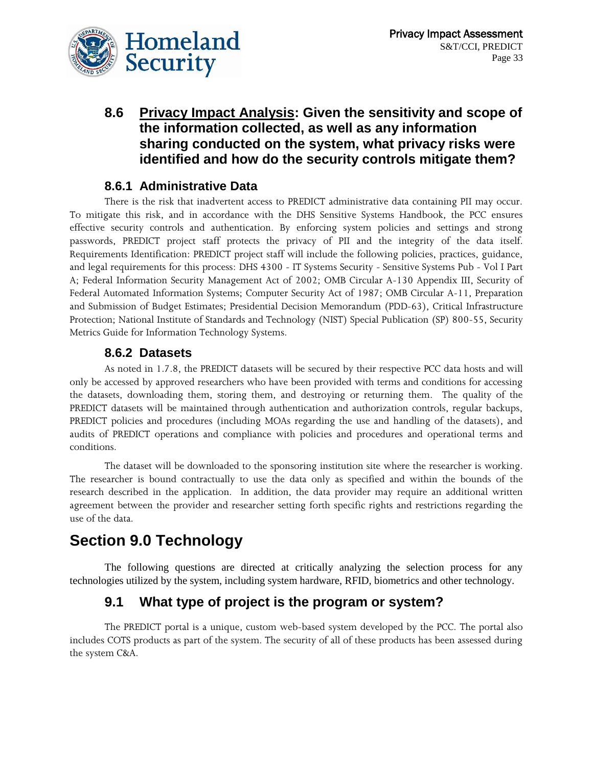### 8.6 <u>Privacy Impact Analysis</u>: Given the sensitivity and scope of the information collected, as well as any information sharing conducted on the system, what privacy risks were identified and how do the security controls mitigate them?

#### 8.6.1 Administrative Data

There is the risk that inadvertent access to PREDICT administrative data containing PII may occur. To mitigate this risk, and in accordance with the DHS Sensitive Systems Handbook, the PCC ensures effective security controls and authentication. By enforcing system policies and settings and strong passwords, PREDICT project staff protects the privacy of PII and the integrity of the data itself. Requirements Identification: PREDICT project staff will include the following policies, practices, guidance, and legal requirements for this process: DHS 4300 - IT Systems Security - Sensitive Systems Pub - Vol I Part A; Federal Information Security Management Act of 2002; OMB Circular A-130 Appendix III, Security of Federal Automated Information Systems; Computer Security Act of 1987; OMB Circular A-11, Preparation and Submission of Budget Estimates; Presidential Decision Memorandum (PDD-63), Critical Infrastructure Protection; National Institute of Standards and Technology (NIST) Special Publication (SP) 800-55, Security Metrics Guide for Information Technology Systems.

#### 8.6.2 Datasets

As noted in 1.7.8, the PREDICT datasets will be secured by their respective PCC data hosts and will only be accessed by approved researchers who have been provided with terms and conditions for accessing the datasets, downloading them, storing them, and destroying or returning them. The quality of the PREDICT datasets will be maintained through authentication and authorization controls, regular backups, PREDICT policies and procedures (including MOAs regarding the use and handling of the datasets), and audits of PREDICT operations and compliance with policies and procedures and operational terms and conditions.

The dataset will be downloaded to the sponsoring institution site where the researcher is working. The researcher is bound contractually to use the data only as specified and within the bounds of the research described in the application. In addition, the data provider may require an additional written agreement between the provider and researcher setting forth specific rights and restrictions regarding the use of the data.

## Section 9.0 Technology

The following questions are directed at critically analyzing the selection process for any technologies utilized by the system, including system hardware, RFID, biometrics and other technology.

### 9.1 What type of project is the program or system?

The PREDICT portal is a unique, custom web-based system developed by the PCC. The portal also includes COTS products as part of the system. The security of all of these products has been assessed during the system C&A.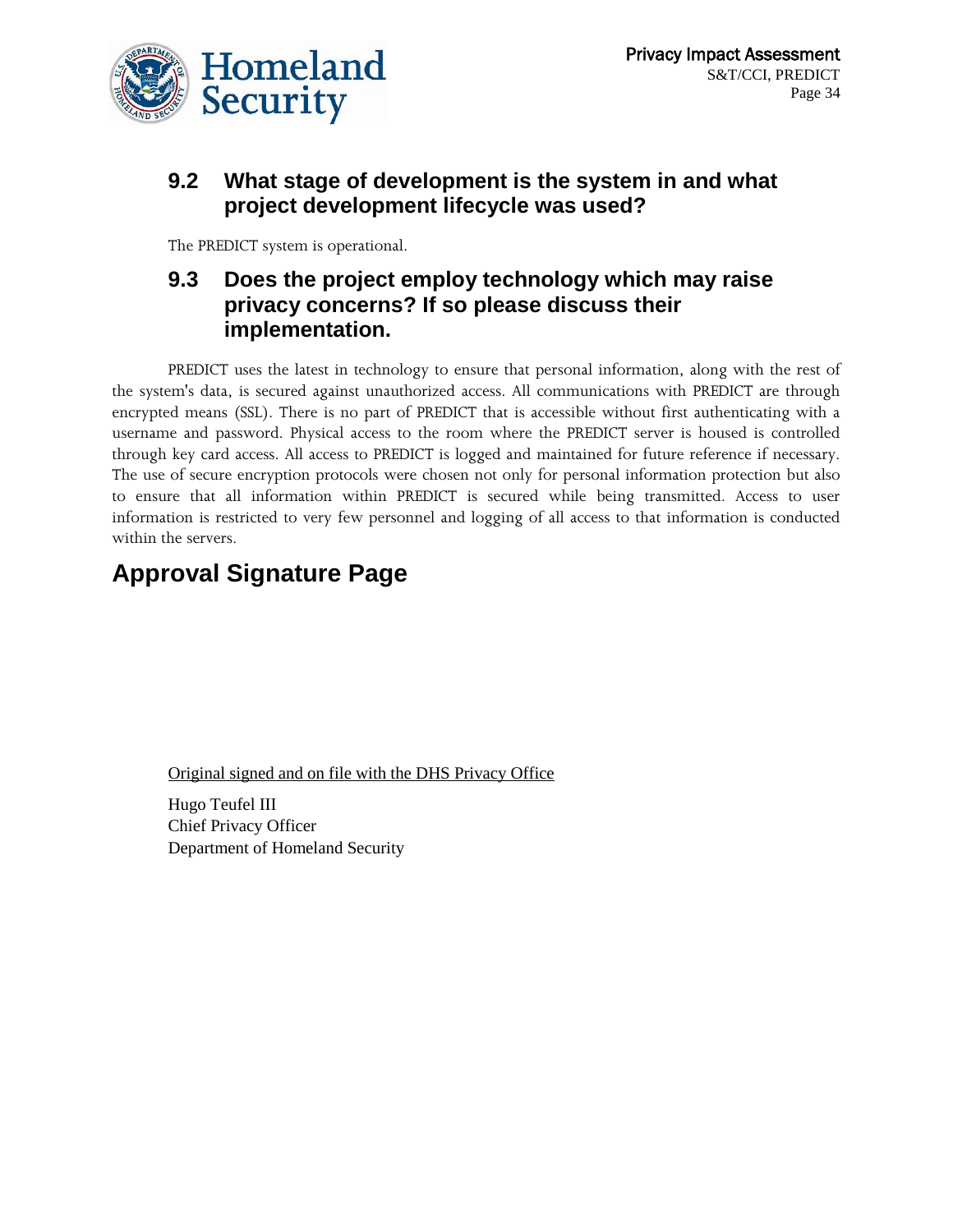## 9.2 What stage of development is the system in and what project development lifecycle was used?

The PREDICT system is operational.

## 9.3 Does the project employ technology which may raise privacy concerns? If so please discuss their implementation.

PREDICT uses the latest in technology to ensure that personal information, along with the rest of the system's data, is secured against unauthorized access. All communications with PREDICT are through encrypted means (SSL). There is no part of PREDICT that is accessible without first authenticating with a username and password. Physical access to the room where the PREDICT server is housed is controlled through key card access. All access to PREDICT is logged and maintained for future reference if necessary. The use of secure encryption protocols were chosen not only for personal information protection but also to ensure that all information within PREDICT is secured while being transmitted. Access to user information is restricted to very few personnel and logging of all access to that information is conducted within the servers.

# Approval Signature Page

Original signed and on file with the DHS Privacy Office

Hugo Teufel III
Chief Privacy Officer
Department of Homeland Security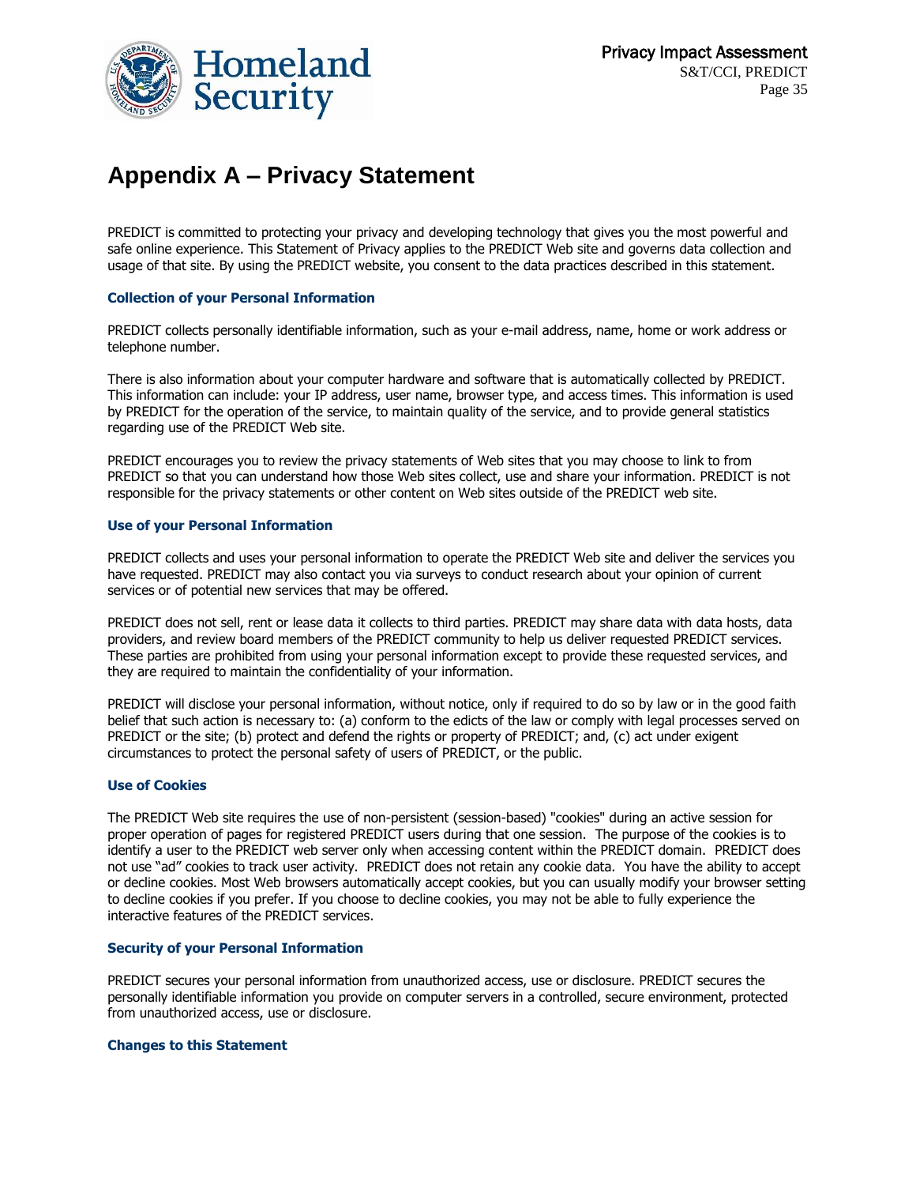# Appendix A – Privacy Statement

PREDICT is committed to protecting your privacy and developing technology that gives you the most powerful and safe online experience. This Statement of Privacy applies to the PREDICT Web site and governs data collection and usage of that site. By using the PREDICT website, you consent to the data practices described in this statement.

### Collection of your Personal Information

PREDICT collects personally identifiable information, such as your e-mail address, name, home or work address or telephone number.

There is also information about your computer hardware and software that is automatically collected by PREDICT. This information can include: your IP address, user name, browser type, and access times. This information is used by PREDICT for the operation of the service, to maintain quality of the service, and to provide general statistics regarding use of the PREDICT Web site.

PREDICT encourages you to review the privacy statements of Web sites that you may choose to link to from PREDICT so that you can understand how those Web sites collect, use and share your information. PREDICT is not responsible for the privacy statements or other content on Web sites outside of the PREDICT web site.

### Use of your Personal Information

PREDICT collects and uses your personal information to operate the PREDICT Web site and deliver the services you have requested. PREDICT may also contact you via surveys to conduct research about your opinion of current services or of potential new services that may be offered.

PREDICT does not sell, rent or lease data it collects to third parties. PREDICT may share data with data hosts, data providers, and review board members of the PREDICT community to help us deliver requested PREDICT services. These parties are prohibited from using your personal information except to provide these requested services, and they are required to maintain the confidentiality of your information.

PREDICT will disclose your personal information, without notice, only if required to do so by law or in the good faith belief that such action is necessary to: (a) conform to the edicts of the law or comply with legal processes served on PREDICT or the site; (b) protect and defend the rights or property of PREDICT; and, (c) act under exigent circumstances to protect the personal safety of users of PREDICT, or the public.

### Use of Cookies

The PREDICT Web site requires the use of non-persistent (session-based) "cookies" during an active session for proper operation of pages for registered PREDICT users during that one session. The purpose of the cookies is to identify a user to the PREDICT web server only when accessing content within the PREDICT domain. PREDICT does not use "ad" cookies to track user activity. PREDICT does not retain any cookie data. You have the ability to accept or decline cookies. Most Web browsers automatically accept cookies, but you can usually modify your browser setting to decline cookies if you prefer. If you choose to decline cookies, you may not be able to fully experience the interactive features of the PREDICT services.

### Security of your Personal Information

PREDICT secures your personal information from unauthorized access, use or disclosure. PREDICT secures the personally identifiable information you provide on computer servers in a controlled, secure environment, protected from unauthorized access, use or disclosure.

### Changes to this Statement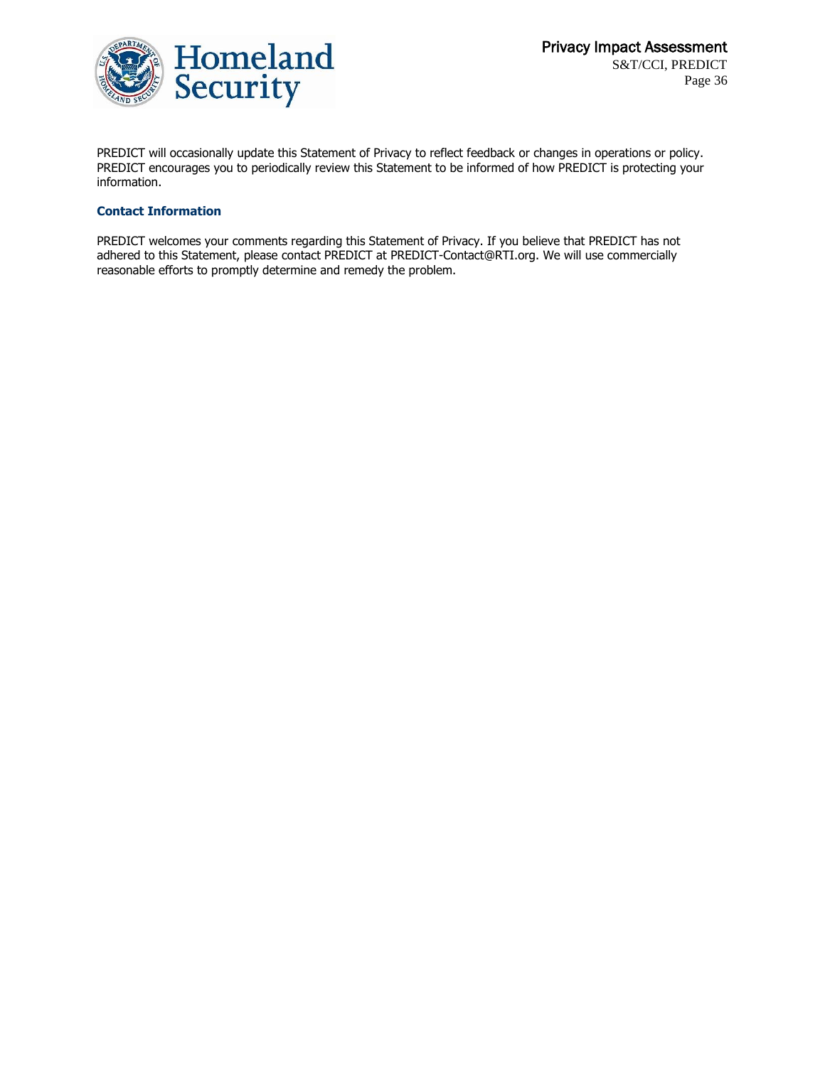PREDICT will occasionally update this Statement of Privacy to reflect feedback or changes in operations or policy. PREDICT encourages you to periodically review this Statement to be informed of how PREDICT is protecting your information.

### Contact Information

PREDICT welcomes your comments regarding this Statement of Privacy. If you believe that PREDICT has not adhered to this Statement, please contact PREDICT at PREDICT-Contact@RTI.org. We will use commercially reasonable efforts to promptly determine and remedy the problem.